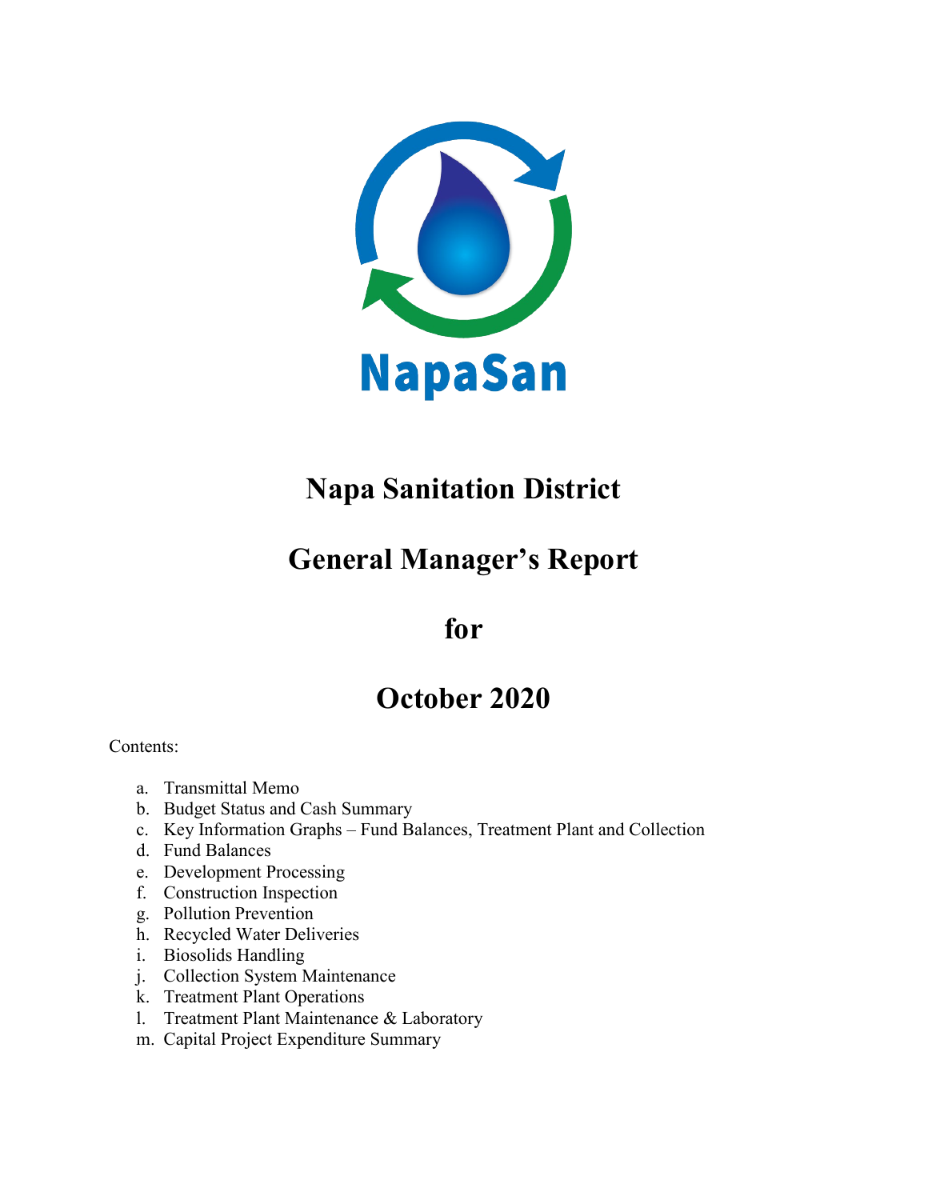NapaSan

# Napa Sanitation District

# General Manager's Report

# for

# October 2020

Contents:

a. Transmittal Memo
b. Budget Status and Cash Summary
c. Key Information Graphs – Fund Balances, Treatment Plant and Collection
d. Fund Balances
e. Development Processing
f. Construction Inspection
g. Pollution Prevention
h. Recycled Water Deliveries
i. Biosolids Handling
j. Collection System Maintenance
k. Treatment Plant Operations
l. Treatment Plant Maintenance & Laboratory
m. Capital Project Expenditure Summary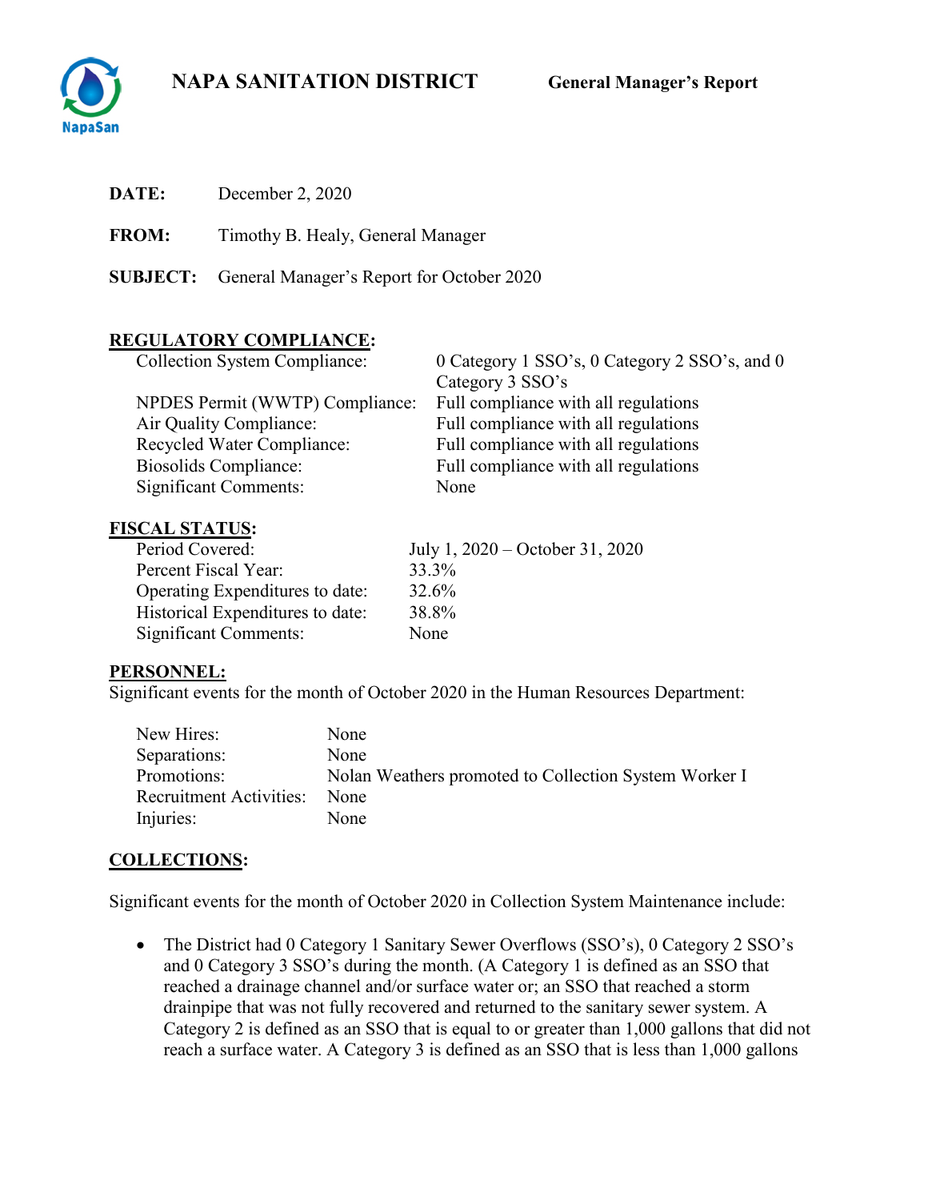# NAPA SANITATION DISTRICT — General Manager's Report

**DATE:** December 2, 2020

**FROM:** Timothy B. Healy, General Manager

**SUBJECT:** General Manager's Report for October 2020

## REGULATORY COMPLIANCE:

| | |
|---|---|
| Collection System Compliance: | 0 Category 1 SSO's, 0 Category 2 SSO's, and 0 Category 3 SSO's |
| NPDES Permit (WWTP) Compliance: | Full compliance with all regulations |
| Air Quality Compliance: | Full compliance with all regulations |
| Recycled Water Compliance: | Full compliance with all regulations |
| Biosolids Compliance: | Full compliance with all regulations |
| Significant Comments: | None |

## FISCAL STATUS:

| | |
|---|---|
| Period Covered: | July 1, 2020 – October 31, 2020 |
| Percent Fiscal Year: | 33.3% |
| Operating Expenditures to date: | 32.6% |
| Historical Expenditures to date: | 38.8% |
| Significant Comments: | None |

## PERSONNEL:

Significant events for the month of October 2020 in the Human Resources Department:

| | |
|---|---|
| New Hires: | None |
| Separations: | None |
| Promotions: | Nolan Weathers promoted to Collection System Worker I |
| Recruitment Activities: | None |
| Injuries: | None |

## COLLECTIONS:

Significant events for the month of October 2020 in Collection System Maintenance include:

- The District had 0 Category 1 Sanitary Sewer Overflows (SSO's), 0 Category 2 SSO's and 0 Category 3 SSO's during the month. (A Category 1 is defined as an SSO that reached a drainage channel and/or surface water or; an SSO that reached a storm drainpipe that was not fully recovered and returned to the sanitary sewer system. A Category 2 is defined as an SSO that is equal to or greater than 1,000 gallons that did not reach a surface water. A Category 3 is defined as an SSO that is less than 1,000 gallons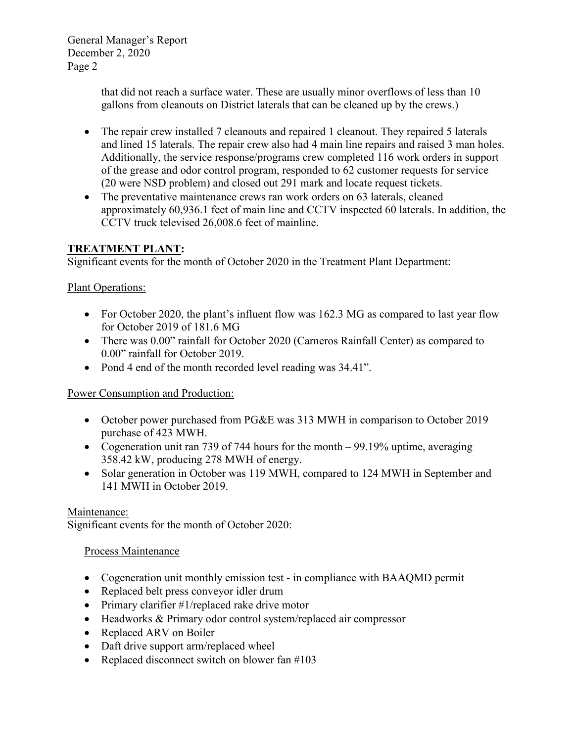that did not reach a surface water. These are usually minor overflows of less than 10 gallons from cleanouts on District laterals that can be cleaned up by the crews.)

- The repair crew installed 7 cleanouts and repaired 1 cleanout. They repaired 5 laterals and lined 15 laterals. The repair crew also had 4 main line repairs and raised 3 man holes. Additionally, the service response/programs crew completed 116 work orders in support of the grease and odor control program, responded to 62 customer requests for service (20 were NSD problem) and closed out 291 mark and locate request tickets.
- The preventative maintenance crews ran work orders on 63 laterals, cleaned approximately 60,936.1 feet of main line and CCTV inspected 60 laterals. In addition, the CCTV truck televised 26,008.6 feet of mainline.

## TREATMENT PLANT:

Significant events for the month of October 2020 in the Treatment Plant Department:

Plant Operations:

- For October 2020, the plant's influent flow was 162.3 MG as compared to last year flow for October 2019 of 181.6 MG
- There was 0.00" rainfall for October 2020 (Carneros Rainfall Center) as compared to 0.00" rainfall for October 2019.
- Pond 4 end of the month recorded level reading was 34.41".

Power Consumption and Production:

- October power purchased from PG&E was 313 MWH in comparison to October 2019 purchase of 423 MWH.
- Cogeneration unit ran 739 of 744 hours for the month – 99.19% uptime, averaging 358.42 kW, producing 278 MWH of energy.
- Solar generation in October was 119 MWH, compared to 124 MWH in September and 141 MWH in October 2019.

Maintenance:

Significant events for the month of October 2020:

Process Maintenance

- Cogeneration unit monthly emission test - in compliance with BAAQMD permit
- Replaced belt press conveyor idler drum
- Primary clarifier #1/replaced rake drive motor
- Headworks & Primary odor control system/replaced air compressor
- Replaced ARV on Boiler
- Daft drive support arm/replaced wheel
- Replaced disconnect switch on blower fan #103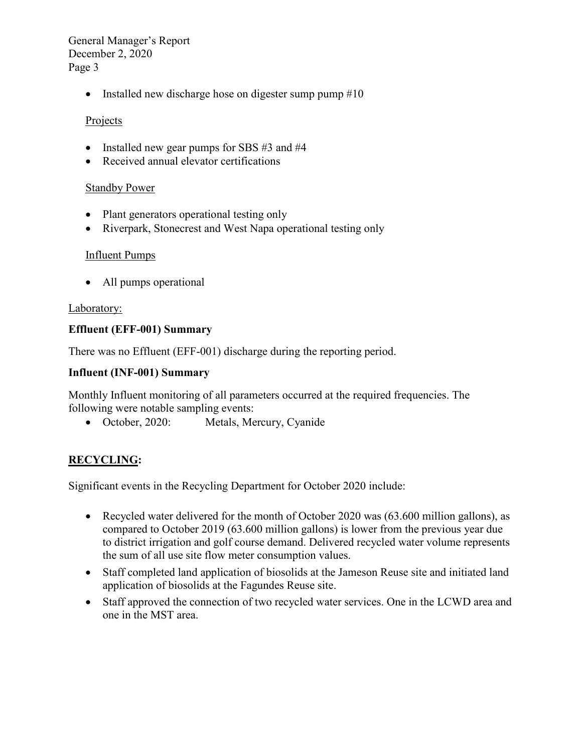- Installed new discharge hose on digester sump pump #10

Projects

- Installed new gear pumps for SBS #3 and #4
- Received annual elevator certifications

Standby Power

- Plant generators operational testing only
- Riverpark, Stonecrest and West Napa operational testing only

Influent Pumps

- All pumps operational

Laboratory:

**Effluent (EFF-001) Summary**

There was no Effluent (EFF-001) discharge during the reporting period.

**Influent (INF-001) Summary**

Monthly Influent monitoring of all parameters occurred at the required frequencies. The following were notable sampling events:

- October, 2020: Metals, Mercury, Cyanide

## **RECYCLING:**

Significant events in the Recycling Department for October 2020 include:

- Recycled water delivered for the month of October 2020 was (63.600 million gallons), as compared to October 2019 (63.600 million gallons) is lower from the previous year due to district irrigation and golf course demand. Delivered recycled water volume represents the sum of all use site flow meter consumption values.
- Staff completed land application of biosolids at the Jameson Reuse site and initiated land application of biosolids at the Fagundes Reuse site.
- Staff approved the connection of two recycled water services. One in the LCWD area and one in the MST area.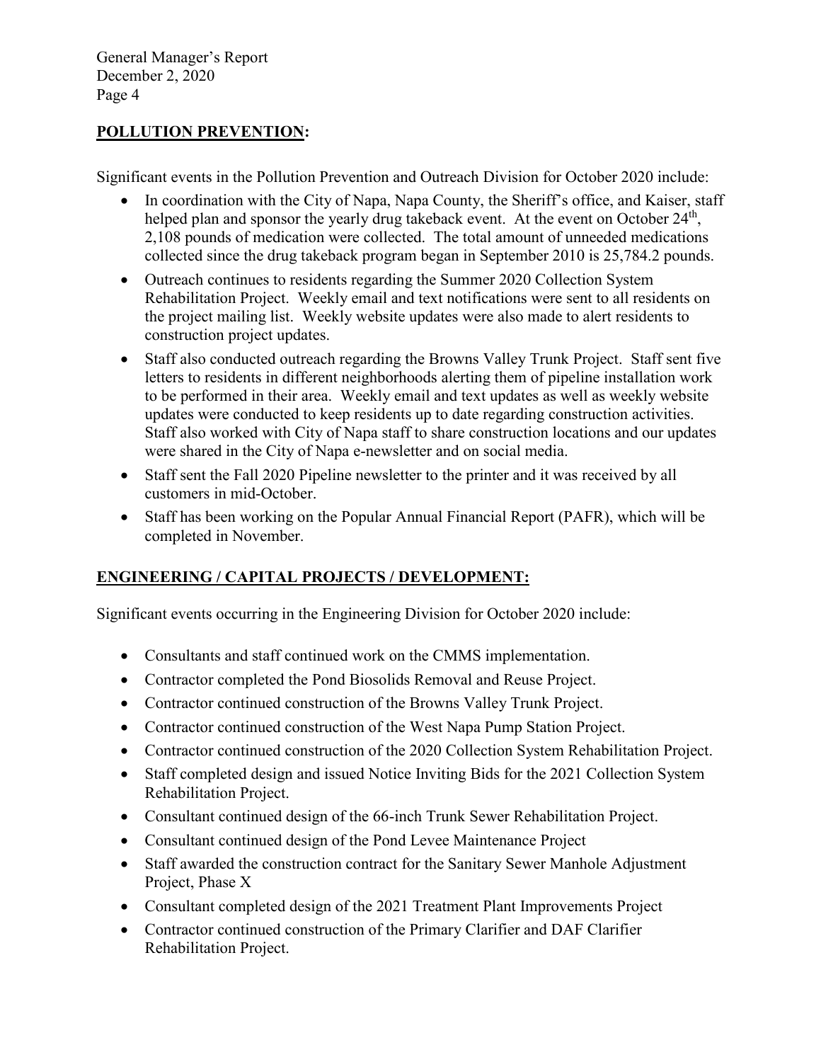## POLLUTION PREVENTION:

Significant events in the Pollution Prevention and Outreach Division for October 2020 include:

- In coordination with the City of Napa, Napa County, the Sheriff's office, and Kaiser, staff helped plan and sponsor the yearly drug takeback event. At the event on October 24th, 2,108 pounds of medication were collected. The total amount of unneeded medications collected since the drug takeback program began in September 2010 is 25,784.2 pounds.
- Outreach continues to residents regarding the Summer 2020 Collection System Rehabilitation Project. Weekly email and text notifications were sent to all residents on the project mailing list. Weekly website updates were also made to alert residents to construction project updates.
- Staff also conducted outreach regarding the Browns Valley Trunk Project. Staff sent five letters to residents in different neighborhoods alerting them of pipeline installation work to be performed in their area. Weekly email and text updates as well as weekly website updates were conducted to keep residents up to date regarding construction activities. Staff also worked with City of Napa staff to share construction locations and our updates were shared in the City of Napa e-newsletter and on social media.
- Staff sent the Fall 2020 Pipeline newsletter to the printer and it was received by all customers in mid-October.
- Staff has been working on the Popular Annual Financial Report (PAFR), which will be completed in November.

## ENGINEERING / CAPITAL PROJECTS / DEVELOPMENT:

Significant events occurring in the Engineering Division for October 2020 include:

- Consultants and staff continued work on the CMMS implementation.
- Contractor completed the Pond Biosolids Removal and Reuse Project.
- Contractor continued construction of the Browns Valley Trunk Project.
- Contractor continued construction of the West Napa Pump Station Project.
- Contractor continued construction of the 2020 Collection System Rehabilitation Project.
- Staff completed design and issued Notice Inviting Bids for the 2021 Collection System Rehabilitation Project.
- Consultant continued design of the 66-inch Trunk Sewer Rehabilitation Project.
- Consultant continued design of the Pond Levee Maintenance Project
- Staff awarded the construction contract for the Sanitary Sewer Manhole Adjustment Project, Phase X
- Consultant completed design of the 2021 Treatment Plant Improvements Project
- Contractor continued construction of the Primary Clarifier and DAF Clarifier Rehabilitation Project.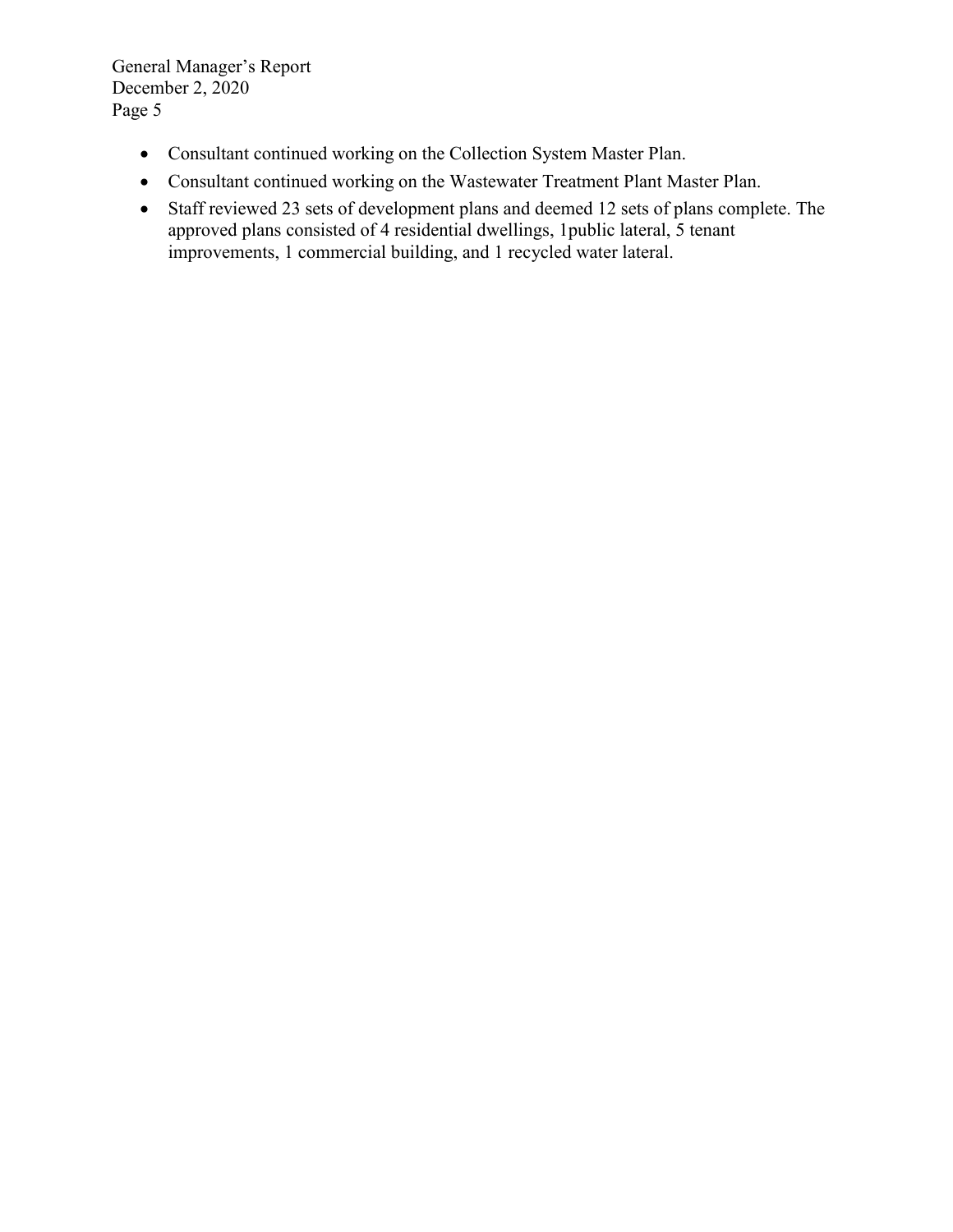- Consultant continued working on the Collection System Master Plan.
- Consultant continued working on the Wastewater Treatment Plant Master Plan.
- Staff reviewed 23 sets of development plans and deemed 12 sets of plans complete. The approved plans consisted of 4 residential dwellings, 1public lateral, 5 tenant improvements, 1 commercial building, and 1 recycled water lateral.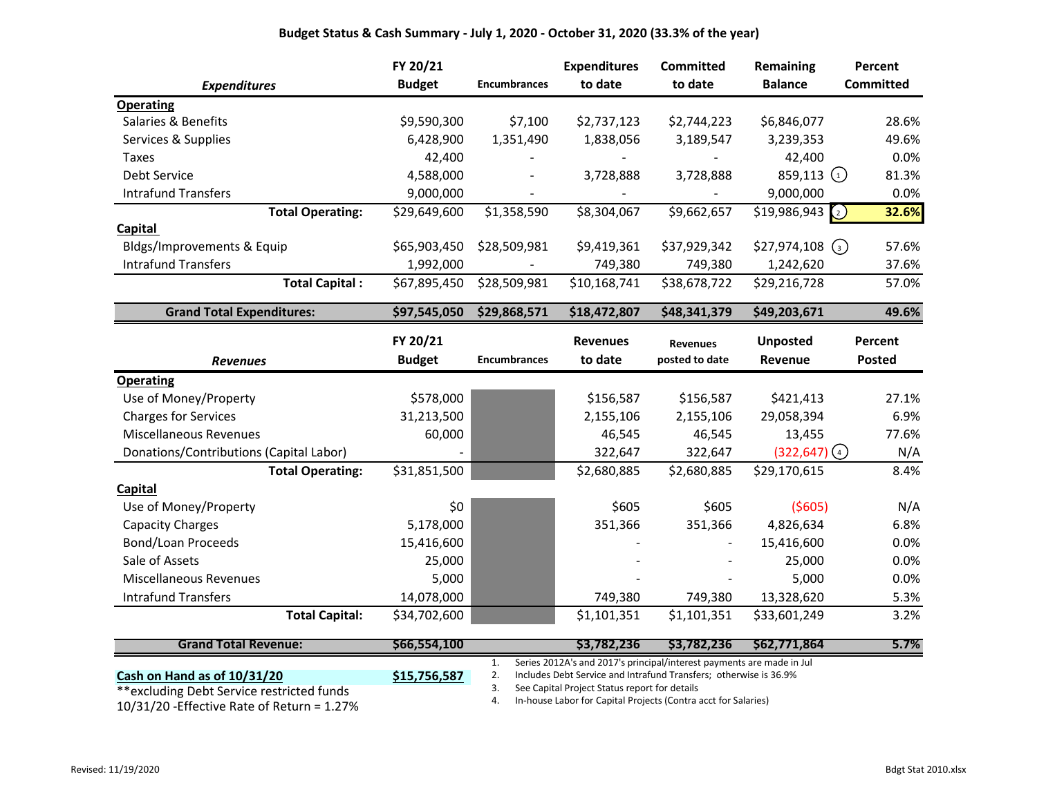## Budget Status & Cash Summary - July 1, 2020 - October 31, 2020 (33.3% of the year)

| *Expenditures* | FY 20/21 Budget | Encumbrances | Expenditures to date | Committed to date | Remaining Balance | Percent Committed |
|---|---|---|---|---|---|---|
| **Operating** | | | | | | |
| Salaries & Benefits | $9,590,300 | $7,100 | $2,737,123 | $2,744,223 | $6,846,077 | 28.6% |
| Services & Supplies | 6,428,900 | 1,351,490 | 1,838,056 | 3,189,547 | 3,239,353 | 49.6% |
| Taxes | 42,400 | - | - | - | 42,400 | 0.0% |
| Debt Service | 4,588,000 | - | 3,728,888 | 3,728,888 | 859,113 (1) | 81.3% |
| Intrafund Transfers | 9,000,000 | - | - | - | 9,000,000 | 0.0% |
| **Total Operating:** | $29,649,600 | $1,358,590 | $8,304,067 | $9,662,657 | $19,986,943 (2) | **32.6%** |
| **Capital** | | | | | | |
| Bldgs/Improvements & Equip | $65,903,450 | $28,509,981 | $9,419,361 | $37,929,342 | $27,974,108 (3) | 57.6% |
| Intrafund Transfers | 1,992,000 | - | 749,380 | 749,380 | 1,242,620 | 37.6% |
| **Total Capital :** | $67,895,450 | $28,509,981 | $10,168,741 | $38,678,722 | $29,216,728 | 57.0% |
| **Grand Total Expenditures:** | **$97,545,050** | **$29,868,571** | **$18,472,807** | **$48,341,379** | **$49,203,671** | **49.6%** |

| *Revenues* | FY 20/21 Budget | Encumbrances | Revenues to date | Revenues posted to date | Unposted Revenue | Percent Posted |
|---|---|---|---|---|---|---|
| **Operating** | | | | | | |
| Use of Money/Property | $578,000 | | $156,587 | $156,587 | $421,413 | 27.1% |
| Charges for Services | 31,213,500 | | 2,155,106 | 2,155,106 | 29,058,394 | 6.9% |
| Miscellaneous Revenues | 60,000 | | 46,545 | 46,545 | 13,455 | 77.6% |
| Donations/Contributions (Capital Labor) | - | | 322,647 | 322,647 | (322,647) (4) | N/A |
| **Total Operating:** | $31,851,500 | | $2,680,885 | $2,680,885 | $29,170,615 | 8.4% |
| **Capital** | | | | | | |
| Use of Money/Property | $0 | | $605 | $605 | ($605) | N/A |
| Capacity Charges | 5,178,000 | | 351,366 | 351,366 | 4,826,634 | 6.8% |
| Bond/Loan Proceeds | 15,416,600 | | - | - | 15,416,600 | 0.0% |
| Sale of Assets | 25,000 | | - | - | 25,000 | 0.0% |
| Miscellaneous Revenues | 5,000 | | - | - | 5,000 | 0.0% |
| Intrafund Transfers | 14,078,000 | | 749,380 | 749,380 | 13,328,620 | 5.3% |
| **Total Capital:** | $34,702,600 | | $1,101,351 | $1,101,351 | $33,601,249 | 3.2% |
| **Grand Total Revenue:** | **$66,554,100** | | **$3,782,236** | **$3,782,236** | **$62,771,864** | **5.7%** |

**Cash on Hand as of 10/31/20** **$15,756,587**

**excluding Debt Service restricted funds

10/31/20 -Effective Rate of Return = 1.27%

1. Series 2012A's and 2017's principal/interest payments are made in Jul
2. Includes Debt Service and Intrafund Transfers; otherwise is 36.9%
3. See Capital Project Status report for details
4. In-house Labor for Capital Projects (Contra acct for Salaries)

Revised: 11/19/2020

Bdgt Stat 2010.xlsx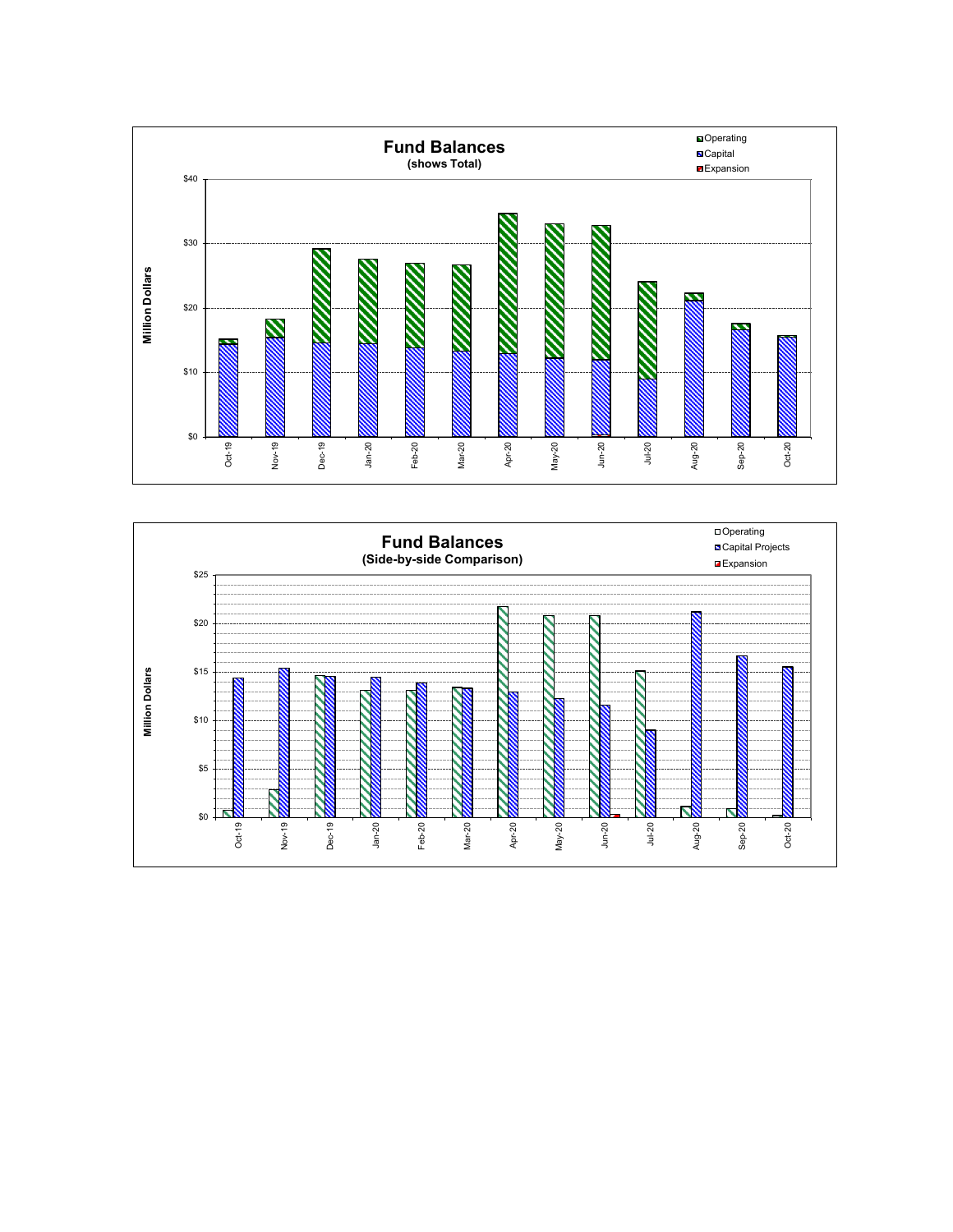## Fund Balances
**(shows Total)**

Operating
Capital
Expansion

Million Dollars

$40
$30
$20
$10
$0

Oct-19 Nov-19 Dec-19 Jan-20 Feb-20 Mar-20 Apr-20 May-20 Jun-20 Jul-20 Aug-20 Sep-20 Oct-20

## Fund Balances
**(Side-by-side Comparison)**

Operating
Capital Projects
Expansion

Million Dollars

$25
$20
$15
$10
$5
$0

Oct-19 Nov-19 Dec-19 Jan-20 Feb-20 Mar-20 Apr-20 May-20 Jun-20 Jul-20 Aug-20 Sep-20 Oct-20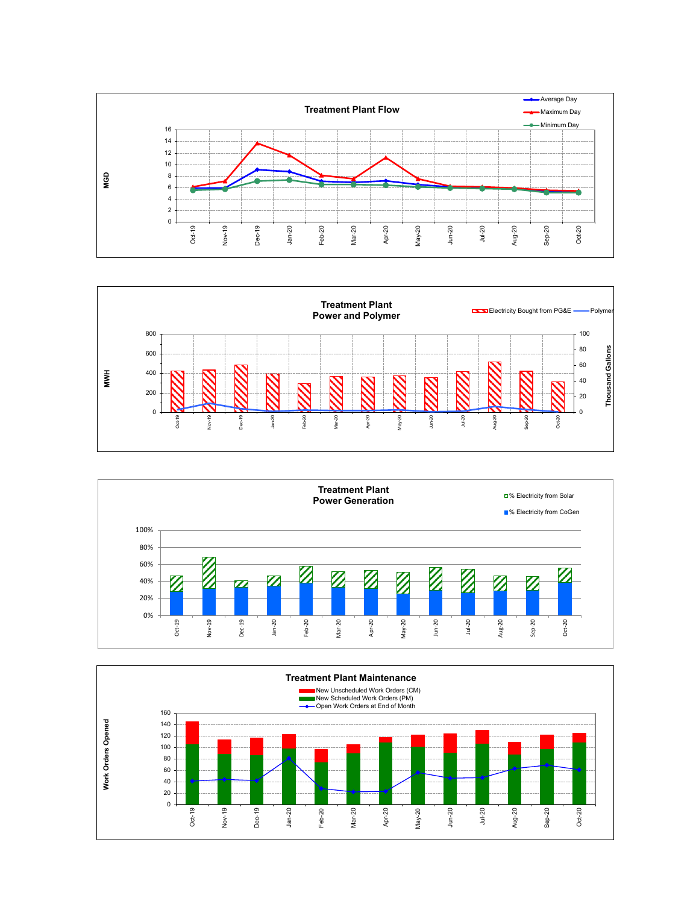## Treatment Plant Flow

MGD

- Average Day
- Maximum Day
- Minimum Day

Oct-19, Nov-19, Dec-19, Jan-20, Feb-20, Mar-20, Apr-20, May-20, Jun-20, Jul-20, Aug-20, Sep-20, Oct-20

## Treatment Plant Power and Polymer

MWH | Thousand Gallons

- Electricity Bought from PG&E
- Polymer

Oct-19, Nov-19, Dec-19, Jan-20, Feb-20, Mar-20, Apr-20, May-20, Jun-20, Jul-20, Aug-20, Sep-20, Oct-20

## Treatment Plant Power Generation

- % Electricity from Solar
- % Electricity from CoGen

Oct-19, Nov-19, Dec-19, Jan-20, Feb-20, Mar-20, Apr-20, May-20, Jun-20, Jul-20, Aug-20, Sep-20, Oct-20

## Treatment Plant Maintenance

Work Orders Opened

- New Unscheduled Work Orders (CM)
- New Scheduled Work Orders (PM)
- Open Work Orders at End of Month

Oct-19, Nov-19, Dec-19, Jan-20, Feb-20, Mar-20, Apr-20, May-20, Jun-20, Jul-20, Aug-20, Sep-20, Oct-20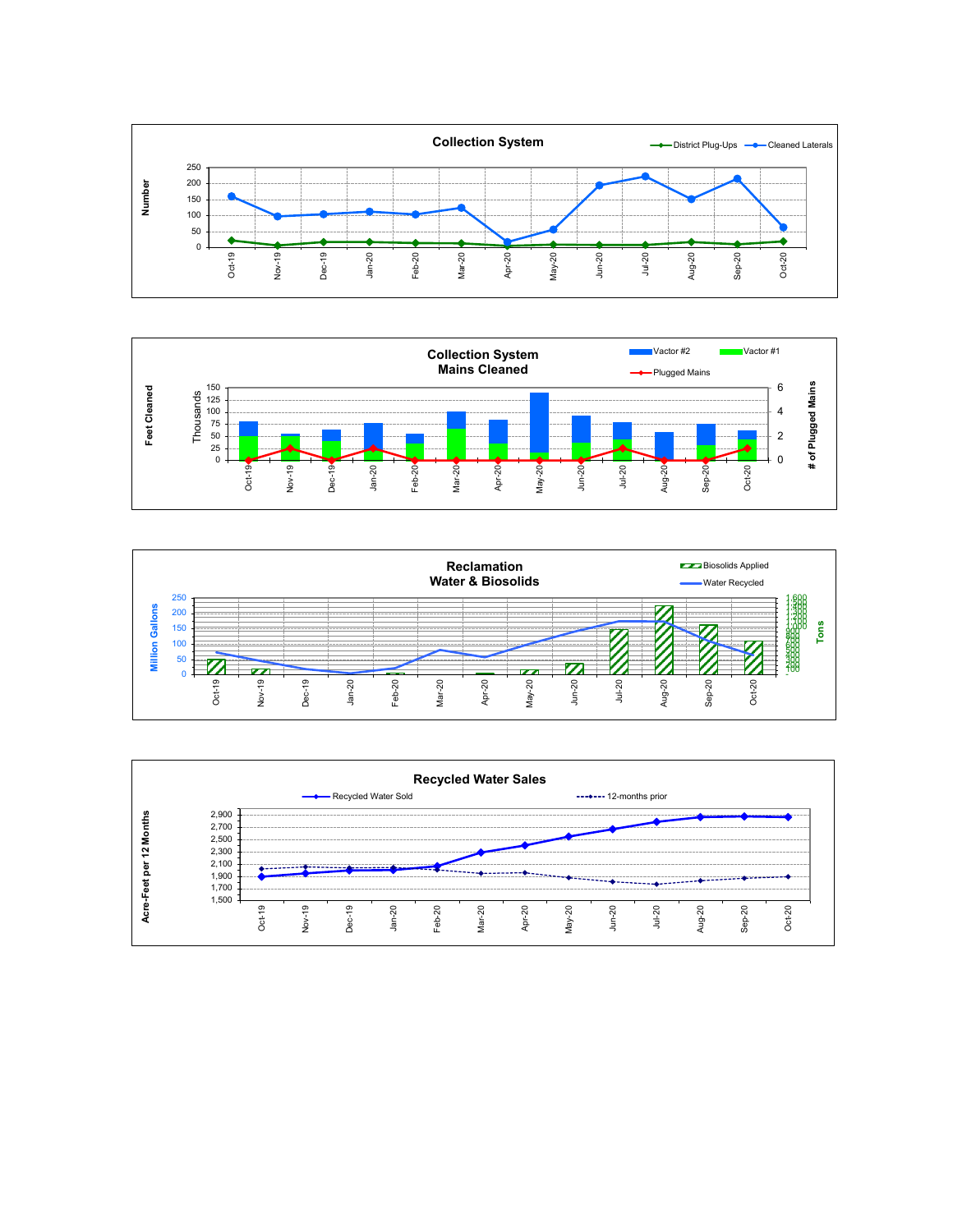## Collection System

District Plug-Ups — Cleaned Laterals

Number

Oct-19, Nov-19, Dec-19, Jan-20, Feb-20, Mar-20, Apr-20, May-20, Jun-20, Jul-20, Aug-20, Sep-20, Oct-20

## Collection System Mains Cleaned

Vactor #2 — Vactor #1 — Plugged Mains

Feet Cleaned (Thousands) — # of Plugged Mains

Oct-19, Nov-19, Dec-19, Jan-20, Feb-20, Mar-20, Apr-20, May-20, Jun-20, Jul-20, Aug-20, Sep-20, Oct-20

## Reclamation Water & Biosolids

Biosolids Applied — Water Recycled

Million Gallons — Tons

Oct-19, Nov-19, Dec-19, Jan-20, Feb-20, Mar-20, Apr-20, May-20, Jun-20, Jul-20, Aug-20, Sep-20, Oct-20

## Recycled Water Sales

Recycled Water Sold — 12-months prior

Acre-Feet per 12 Months

Oct-19, Nov-19, Dec-19, Jan-20, Feb-20, Mar-20, Apr-20, May-20, Jun-20, Jul-20, Aug-20, Sep-20, Oct-20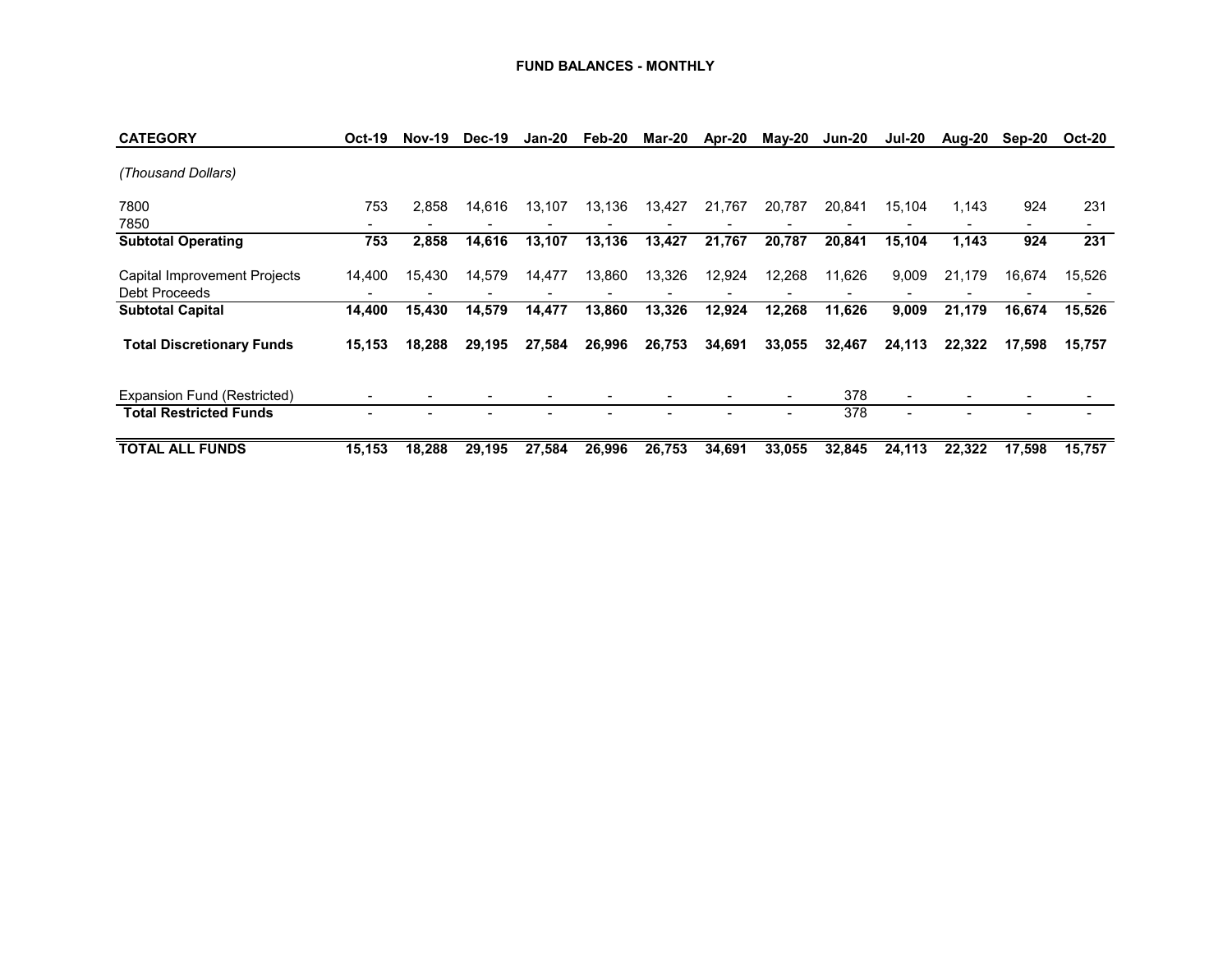# FUND BALANCES - MONTHLY

| CATEGORY | Oct-19 | Nov-19 | Dec-19 | Jan-20 | Feb-20 | Mar-20 | Apr-20 | May-20 | Jun-20 | Jul-20 | Aug-20 | Sep-20 | Oct-20 |
|---|---|---|---|---|---|---|---|---|---|---|---|---|---|
| *(Thousand Dollars)* | | | | | | | | | | | | | |
| 7800 | 753 | 2,858 | 14,616 | 13,107 | 13,136 | 13,427 | 21,767 | 20,787 | 20,841 | 15,104 | 1,143 | 924 | 231 |
| 7850 | - | - | - | - | - | - | - | - | - | - | - | - | - |
| **Subtotal Operating** | **753** | **2,858** | **14,616** | **13,107** | **13,136** | **13,427** | **21,767** | **20,787** | **20,841** | **15,104** | **1,143** | **924** | **231** |
| Capital Improvement Projects | 14,400 | 15,430 | 14,579 | 14,477 | 13,860 | 13,326 | 12,924 | 12,268 | 11,626 | 9,009 | 21,179 | 16,674 | 15,526 |
| Debt Proceeds | - | - | - | - | - | - | - | - | - | - | - | - | - |
| **Subtotal Capital** | **14,400** | **15,430** | **14,579** | **14,477** | **13,860** | **13,326** | **12,924** | **12,268** | **11,626** | **9,009** | **21,179** | **16,674** | **15,526** |
| **Total Discretionary Funds** | **15,153** | **18,288** | **29,195** | **27,584** | **26,996** | **26,753** | **34,691** | **33,055** | **32,467** | **24,113** | **22,322** | **17,598** | **15,757** |
| Expansion Fund (Restricted) | - | - | - | - | - | - | - | - | 378 | - | - | - | - |
| **Total Restricted Funds** | - | - | - | - | - | - | - | - | 378 | - | - | - | - |
| **TOTAL ALL FUNDS** | **15,153** | **18,288** | **29,195** | **27,584** | **26,996** | **26,753** | **34,691** | **33,055** | **32,845** | **24,113** | **22,322** | **17,598** | **15,757** |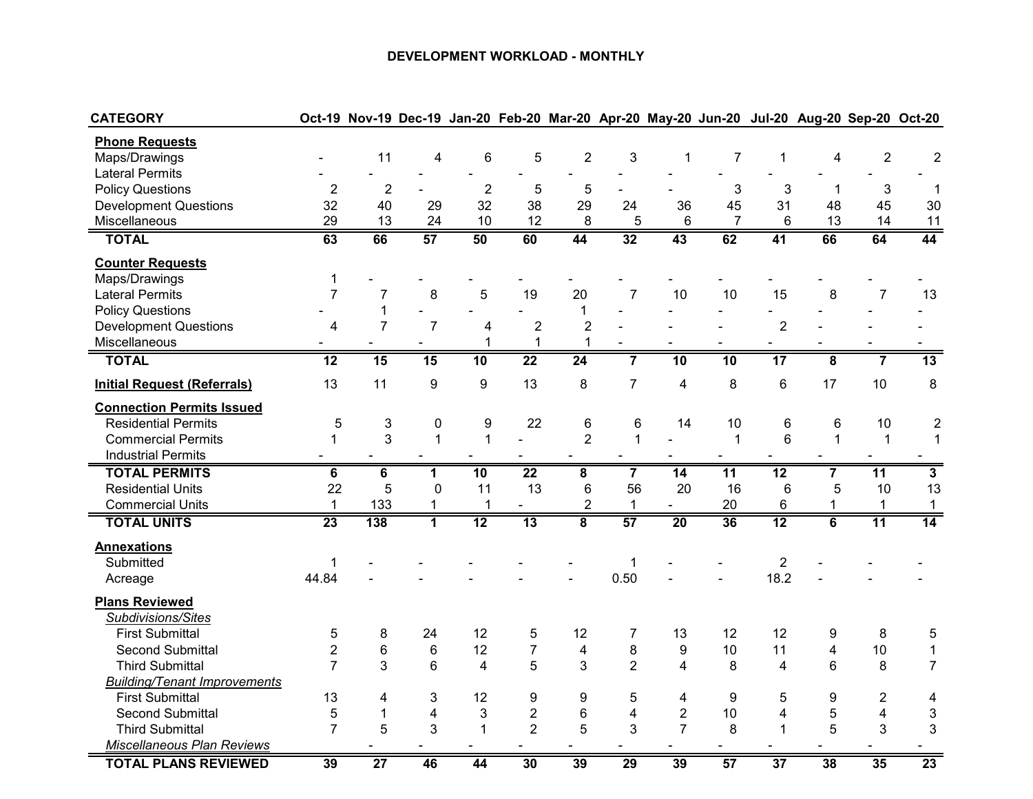# DEVELOPMENT WORKLOAD - MONTHLY

| CATEGORY | Oct-19 | Nov-19 | Dec-19 | Jan-20 | Feb-20 | Mar-20 | Apr-20 | May-20 | Jun-20 | Jul-20 | Aug-20 | Sep-20 | Oct-20 |
|---|---|---|---|---|---|---|---|---|---|---|---|---|---|
| **Phone Requests** | | | | | | | | | | | | | |
| Maps/Drawings | - | 11 | 4 | 6 | 5 | 2 | 3 | 1 | 7 | 1 | 4 | 2 | 2 |
| Lateral Permits | - | - | - | - | - | - | - | - | - | - | - | - | - |
| Policy Questions | 2 | 2 | - | 2 | 5 | 5 | - | - | 3 | 3 | 1 | 3 | 1 |
| Development Questions | 32 | 40 | 29 | 32 | 38 | 29 | 24 | 36 | 45 | 31 | 48 | 45 | 30 |
| Miscellaneous | 29 | 13 | 24 | 10 | 12 | 8 | 5 | 6 | 7 | 6 | 13 | 14 | 11 |
| **TOTAL** | **63** | **66** | **57** | **50** | **60** | **44** | **32** | **43** | **62** | **41** | **66** | **64** | **44** |
| **Counter Requests** | | | | | | | | | | | | | |
| Maps/Drawings | 1 | - | - | - | - | - | - | - | - | - | - | - | - |
| Lateral Permits | 7 | 7 | 8 | 5 | 19 | 20 | 7 | 10 | 10 | 15 | 8 | 7 | 13 |
| Policy Questions | - | 1 | - | - | - | 1 | - | - | - | - | - | - | - |
| Development Questions | 4 | 7 | 7 | 4 | 2 | 2 | - | - | - | 2 | - | - | - |
| Miscellaneous | - | - | - | 1 | 1 | 1 | - | - | - | - | - | - | - |
| **TOTAL** | **12** | **15** | **15** | **10** | **22** | **24** | **7** | **10** | **10** | **17** | **8** | **7** | **13** |
| **Initial Request (Referrals)** | 13 | 11 | 9 | 9 | 13 | 8 | 7 | 4 | 8 | 6 | 17 | 10 | 8 |
| **Connection Permits Issued** | | | | | | | | | | | | | |
| Residential Permits | 5 | 3 | 0 | 9 | 22 | 6 | 6 | 14 | 10 | 6 | 6 | 10 | 2 |
| Commercial Permits | 1 | 3 | 1 | 1 | - | 2 | 1 | - | 1 | 6 | 1 | 1 | 1 |
| Industrial Permits | - | - | - | - | - | - | - | - | - | - | - | - | - |
| **TOTAL PERMITS** | **6** | **6** | **1** | **10** | **22** | **8** | **7** | **14** | **11** | **12** | **7** | **11** | **3** |
| Residential Units | 22 | 5 | 0 | 11 | 13 | 6 | 56 | 20 | 16 | 6 | 5 | 10 | 13 |
| Commercial Units | 1 | 133 | 1 | 1 | - | 2 | 1 | - | 20 | 6 | 1 | 1 | 1 |
| **TOTAL UNITS** | **23** | **138** | **1** | **12** | **13** | **8** | **57** | **20** | **36** | **12** | **6** | **11** | **14** |
| **Annexations** | | | | | | | | | | | | | |
| Submitted | 1 | - | - | - | - | - | 1 | - | - | 2 | - | - | - |
| Acreage | 44.84 | - | - | - | - | - | 0.50 | - | - | 18.2 | - | - | - |
| **Plans Reviewed** | | | | | | | | | | | | | |
| *Subdivisions/Sites* | | | | | | | | | | | | | |
| First Submittal | 5 | 8 | 24 | 12 | 5 | 12 | 7 | 13 | 12 | 12 | 9 | 8 | 5 |
| Second Submittal | 2 | 6 | 6 | 12 | 7 | 4 | 8 | 9 | 10 | 11 | 4 | 10 | 1 |
| Third Submittal | 7 | 3 | 6 | 4 | 5 | 3 | 2 | 4 | 8 | 4 | 6 | 8 | 7 |
| *Building/Tenant Improvements* | | | | | | | | | | | | | |
| First Submittal | 13 | 4 | 3 | 12 | 9 | 9 | 5 | 4 | 9 | 5 | 9 | 2 | 4 |
| Second Submittal | 5 | 1 | 4 | 3 | 2 | 6 | 4 | 2 | 10 | 4 | 5 | 4 | 3 |
| Third Submittal | 7 | 5 | 3 | 1 | 2 | 5 | 3 | 7 | 8 | 1 | 5 | 3 | 3 |
| *Miscellaneous Plan Reviews* | | - | - | - | - | - | - | - | - | - | - | - | - |
| **TOTAL PLANS REVIEWED** | **39** | **27** | **46** | **44** | **30** | **39** | **29** | **39** | **57** | **37** | **38** | **35** | **23** |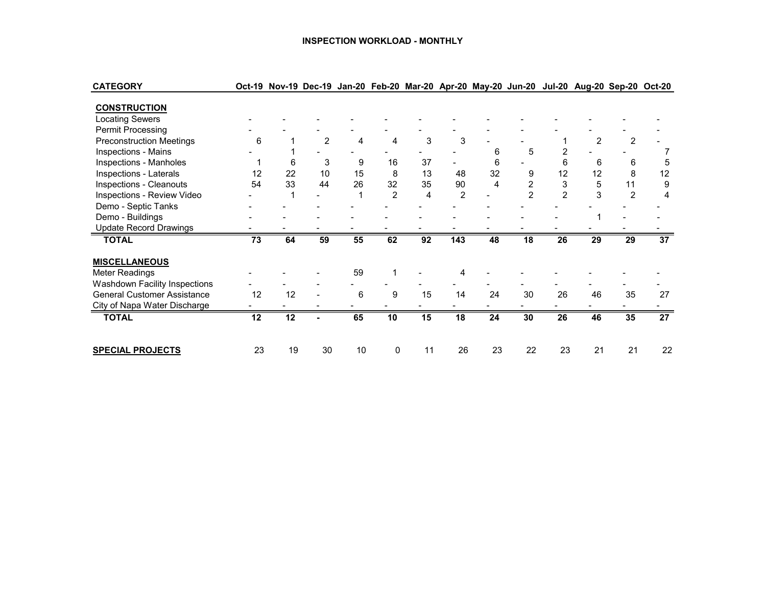# INSPECTION WORKLOAD - MONTHLY

| CATEGORY | Oct-19 | Nov-19 | Dec-19 | Jan-20 | Feb-20 | Mar-20 | Apr-20 | May-20 | Jun-20 | Jul-20 | Aug-20 | Sep-20 | Oct-20 |
|---|---|---|---|---|---|---|---|---|---|---|---|---|---|
| **CONSTRUCTION** | | | | | | | | | | | | | |
| Locating Sewers | - | - | - | - | - | - | - | - | - | - | - | - | - |
| Permit Processing | - | - | - | - | - | - | - | - | - | - | - | - | - |
| Preconstruction Meetings | 6 | 1 | 2 | 4 | 4 | 3 | 3 | - | - | 1 | 2 | 2 | - |
| Inspections - Mains | - | 1 | - | - | - | - | - | 6 | 5 | 2 | - | - | 7 |
| Inspections - Manholes | 1 | 6 | 3 | 9 | 16 | 37 | - | 6 | - | 6 | 6 | 6 | 5 |
| Inspections - Laterals | 12 | 22 | 10 | 15 | 8 | 13 | 48 | 32 | 9 | 12 | 12 | 8 | 12 |
| Inspections - Cleanouts | 54 | 33 | 44 | 26 | 32 | 35 | 90 | 4 | 2 | 3 | 5 | 11 | 9 |
| Inspections - Review Video | - | 1 | - | 1 | 2 | 4 | 2 | - | 2 | 2 | 3 | 2 | 4 |
| Demo - Septic Tanks | - | - | - | - | - | - | - | - | - | - | - | - | - |
| Demo - Buildings | - | - | - | - | - | - | - | - | - | - | 1 | - | - |
| Update Record Drawings | - | - | - | - | - | - | - | - | - | - | - | - | - |
| **TOTAL** | **73** | **64** | **59** | **55** | **62** | **92** | **143** | **48** | **18** | **26** | **29** | **29** | **37** |
| **MISCELLANEOUS** | | | | | | | | | | | | | |
| Meter Readings | - | - | - | 59 | 1 | - | 4 | - | - | - | - | - | - |
| Washdown Facility Inspections | - | - | - | - | - | - | - | - | - | - | - | - | - |
| General Customer Assistance | 12 | 12 | - | 6 | 9 | 15 | 14 | 24 | 30 | 26 | 46 | 35 | 27 |
| City of Napa Water Discharge | - | - | - | - | - | - | - | - | - | - | - | - | - |
| **TOTAL** | **12** | **12** | **-** | **65** | **10** | **15** | **18** | **24** | **30** | **26** | **46** | **35** | **27** |
| **SPECIAL PROJECTS** | 23 | 19 | 30 | 10 | 0 | 11 | 26 | 23 | 22 | 23 | 21 | 21 | 22 |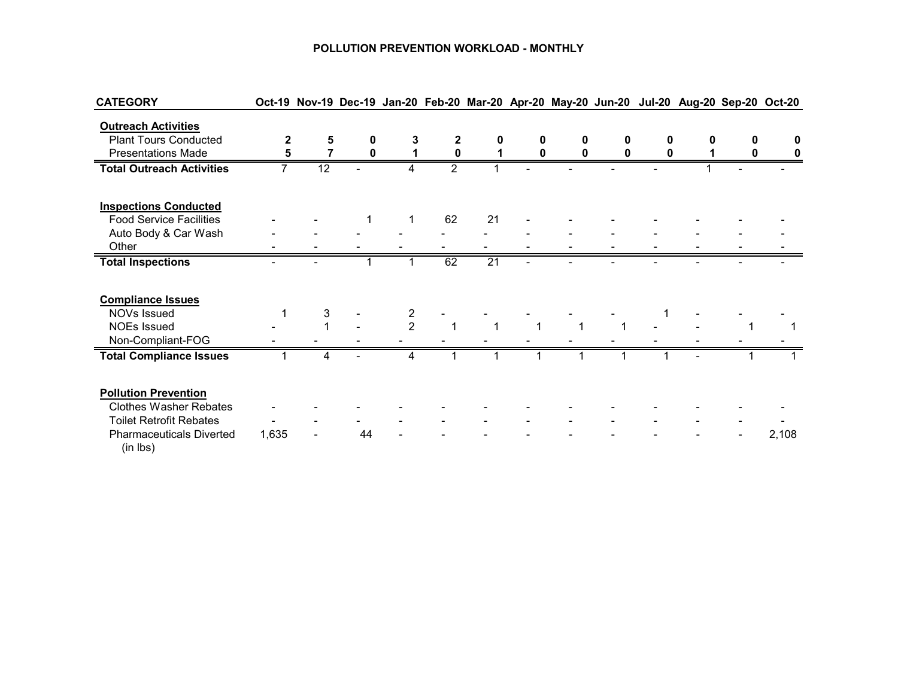# POLLUTION PREVENTION WORKLOAD - MONTHLY

| CATEGORY | Oct-19 | Nov-19 | Dec-19 | Jan-20 | Feb-20 | Mar-20 | Apr-20 | May-20 | Jun-20 | Jul-20 | Aug-20 | Sep-20 | Oct-20 |
|---|---|---|---|---|---|---|---|---|---|---|---|---|---|
| **Outreach Activities** | | | | | | | | | | | | | |
| Plant Tours Conducted | **2** | **5** | **0** | **3** | **2** | **0** | **0** | **0** | **0** | **0** | **0** | **0** | **0** |
| Presentations Made | **5** | **7** | **0** | **1** | **0** | **1** | **0** | **0** | **0** | **0** | **1** | **0** | **0** |
| **Total Outreach Activities** | 7 | 12 | - | 4 | 2 | 1 | - | - | - | - | 1 | - | - |
| **Inspections Conducted** | | | | | | | | | | | | | |
| Food Service Facilities | - | - | 1 | 1 | 62 | 21 | - | - | - | - | - | - | - |
| Auto Body & Car Wash | - | - | - | - | - | - | - | - | - | - | - | - | - |
| Other | - | - | - | - | - | - | - | - | - | - | - | - | - |
| **Total Inspections** | - | - | 1 | 1 | 62 | 21 | - | - | - | - | - | - | - |
| **Compliance Issues** | | | | | | | | | | | | | |
| NOVs Issued | 1 | 3 | - | 2 | - | - | - | - | - | 1 | - | - | - |
| NOEs Issued | - | 1 | - | 2 | 1 | 1 | 1 | 1 | 1 | - | - | 1 | 1 |
| Non-Compliant-FOG | - | - | - | - | - | - | - | - | - | - | - | - | - |
| **Total Compliance Issues** | 1 | 4 | - | 4 | 1 | 1 | 1 | 1 | 1 | 1 | - | 1 | 1 |
| **Pollution Prevention** | | | | | | | | | | | | | |
| Clothes Washer Rebates | - | - | - | - | - | - | - | - | - | - | - | - | - |
| Toilet Retrofit Rebates | - | - | - | - | - | - | - | - | - | - | - | - | - |
| Pharmaceuticals Diverted (in lbs) | 1,635 | - | 44 | - | - | - | - | - | - | - | - | - | 2,108 |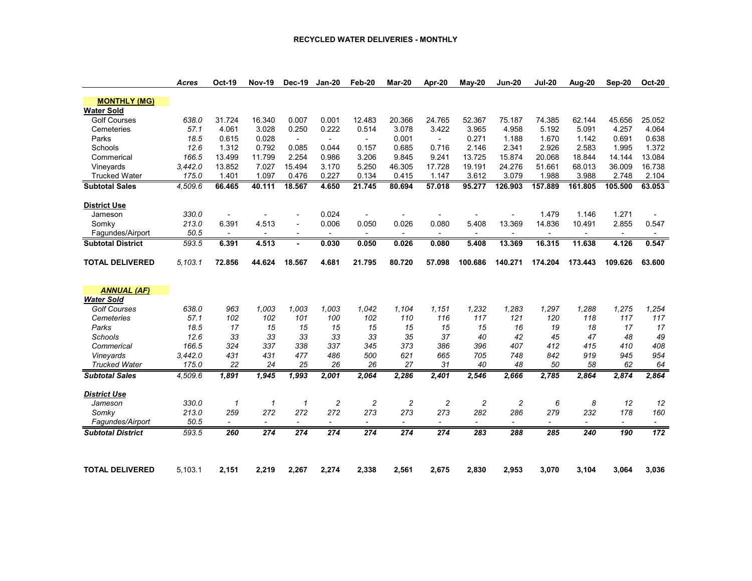**RECYCLED WATER DELIVERIES - MONTHLY**

| | *Acres* | Oct-19 | Nov-19 | Dec-19 | Jan-20 | Feb-20 | Mar-20 | Apr-20 | May-20 | Jun-20 | Jul-20 | Aug-20 | Sep-20 | Oct-20 |
|---|---|---|---|---|---|---|---|---|---|---|---|---|---|---|
| **MONTHLY (MG)** | | | | | | | | | | | | | | |
| **Water Sold** | | | | | | | | | | | | | | |
| Golf Courses | *638.0* | 31.724 | 16.340 | 0.007 | 0.001 | 12.483 | 20.366 | 24.765 | 52.367 | 75.187 | 74.385 | 62.144 | 45.656 | 25.052 |
| Cemeteries | *57.1* | 4.061 | 3.028 | 0.250 | 0.222 | 0.514 | 3.078 | 3.422 | 3.965 | 4.958 | 5.192 | 5.091 | 4.257 | 4.064 |
| Parks | *18.5* | 0.615 | 0.028 | - | - | - | 0.001 | - | 0.271 | 1.188 | 1.670 | 1.142 | 0.691 | 0.638 |
| Schools | *12.6* | 1.312 | 0.792 | 0.085 | 0.044 | 0.157 | 0.685 | 0.716 | 2.146 | 2.341 | 2.926 | 2.583 | 1.995 | 1.372 |
| Commerical | *166.5* | 13.499 | 11.799 | 2.254 | 0.986 | 3.206 | 9.845 | 9.241 | 13.725 | 15.874 | 20.068 | 18.844 | 14.144 | 13.084 |
| Vineyards | *3,442.0* | 13.852 | 7.027 | 15.494 | 3.170 | 5.250 | 46.305 | 17.728 | 19.191 | 24.276 | 51.661 | 68.013 | 36.009 | 16.738 |
| Trucked Water | *175.0* | 1.401 | 1.097 | 0.476 | 0.227 | 0.134 | 0.415 | 1.147 | 3.612 | 3.079 | 1.988 | 3.988 | 2.748 | 2.104 |
| **Subtotal Sales** | *4,509.6* | **66.465** | **40.111** | **18.567** | **4.650** | **21.745** | **80.694** | **57.018** | **95.277** | **126.903** | **157.889** | **161.805** | **105.500** | **63.053** |
| **District Use** | | | | | | | | | | | | | | |
| Jameson | 330.0 | - | - | - | 0.024 | - | - | - | - | - | 1.479 | 1.146 | 1.271 | - |
| Somky | 213.0 | 6.391 | 4.513 | - | 0.006 | 0.050 | 0.026 | 0.080 | 5.408 | 13.369 | 14.836 | 10.491 | 2.855 | 0.547 |
| Fagundes/Airport | 50.5 | - | - | - | - | - | - | - | - | - | - | - | - | - |
| **Subtotal District** | *593.5* | **6.391** | **4.513** | **-** | **0.030** | **0.050** | **0.026** | **0.080** | **5.408** | **13.369** | **16.315** | **11.638** | **4.126** | **0.547** |
| **TOTAL DELIVERED** | *5,103.1* | **72.856** | **44.624** | **18.567** | **4.681** | **21.795** | **80.720** | **57.098** | **100.686** | **140.271** | **174.204** | **173.443** | **109.626** | **63.600** |
| ***ANNUAL (AF)*** | | | | | | | | | | | | | | |
| ***Water Sold*** | | | | | | | | | | | | | | |
| *Golf Courses* | 638.0 | *963* | *1,003* | *1,003* | *1,003* | *1,042* | *1,104* | *1,151* | *1,232* | *1,283* | *1,297* | *1,288* | *1,275* | *1,254* |
| *Cemeteries* | 57.1 | *102* | *102* | *101* | *100* | *102* | *110* | *116* | *117* | *121* | *120* | *118* | *117* | *117* |
| *Parks* | 18.5 | *17* | *15* | *15* | *15* | *15* | *15* | *15* | *15* | *16* | *19* | *18* | *17* | *17* |
| *Schools* | 12.6 | *33* | *33* | *33* | *33* | *33* | *35* | *37* | *40* | *42* | *45* | *47* | *48* | *49* |
| *Commerical* | 166.5 | *324* | *337* | *338* | *337* | *345* | *373* | *386* | *396* | *407* | *412* | *415* | *410* | *408* |
| *Vineyards* | 3,442.0 | *431* | *431* | *477* | *486* | *500* | *621* | *665* | *705* | *748* | *842* | *919* | *945* | *954* |
| *Trucked Water* | 175.0 | *22* | *24* | *25* | *26* | *26* | *27* | *31* | *40* | *48* | *50* | *58* | *62* | *64* |
| ***Subtotal Sales*** | *4,509.6* | ***1,891*** | ***1,945*** | ***1,993*** | ***2,001*** | ***2,064*** | ***2,286*** | ***2,401*** | ***2,546*** | ***2,666*** | ***2,785*** | ***2,864*** | ***2,874*** | ***2,864*** |
| ***District Use*** | | | | | | | | | | | | | | |
| *Jameson* | 330.0 | *1* | *1* | *1* | *2* | *2* | *2* | *2* | *2* | *2* | *6* | *8* | *12* | *12* |
| *Somky* | 213.0 | *259* | *272* | *272* | *272* | *273* | *273* | *273* | *282* | *286* | *279* | *232* | *178* | *160* |
| *Fagundes/Airport* | 50.5 | - | - | - | - | - | - | - | - | - | - | - | - | - |
| ***Subtotal District*** | *593.5* | ***260*** | ***274*** | ***274*** | ***274*** | ***274*** | ***274*** | ***274*** | ***283*** | ***288*** | ***285*** | ***240*** | ***190*** | ***172*** |
| **TOTAL DELIVERED** | 5,103.1 | **2,151** | **2,219** | **2,267** | **2,274** | **2,338** | **2,561** | **2,675** | **2,830** | **2,953** | **3,070** | **3,104** | **3,064** | **3,036** |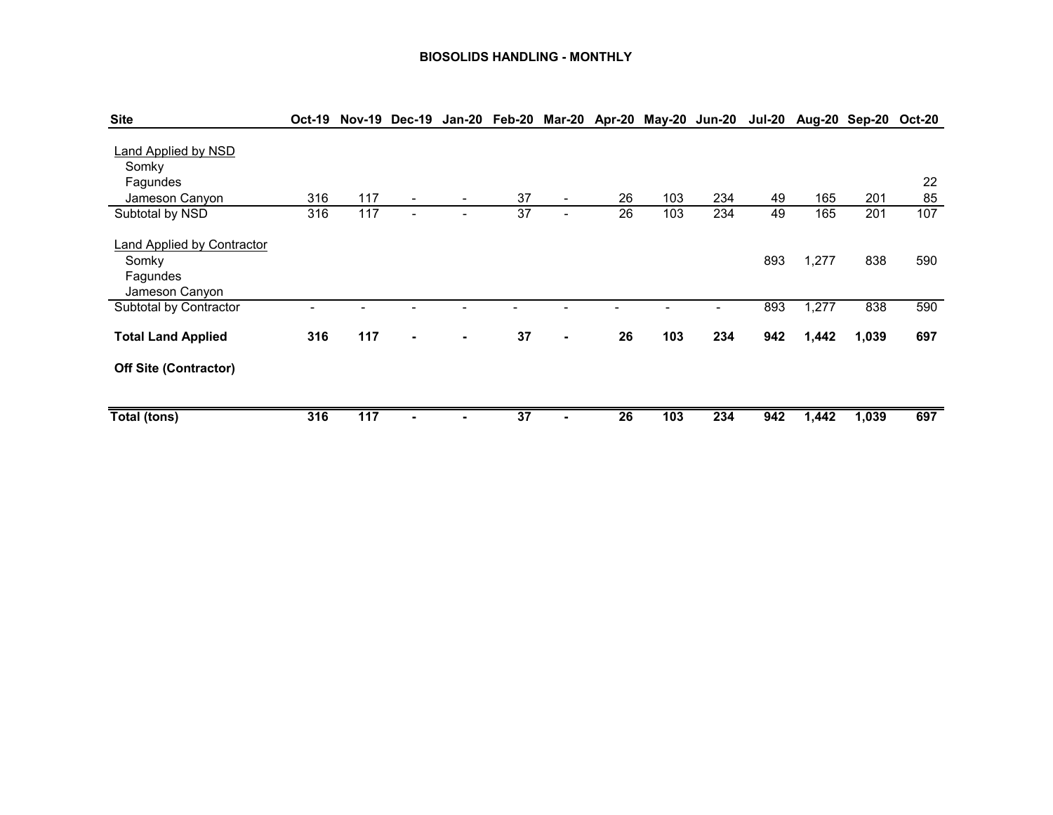# BIOSOLIDS HANDLING - MONTHLY

| Site | Oct-19 | Nov-19 | Dec-19 | Jan-20 | Feb-20 | Mar-20 | Apr-20 | May-20 | Jun-20 | Jul-20 | Aug-20 | Sep-20 | Oct-20 |
|---|---|---|---|---|---|---|---|---|---|---|---|---|---|
| Land Applied by NSD | | | | | | | | | | | | | |
| Somky | | | | | | | | | | | | | |
| Fagundes | | | | | | | | | | | | | 22 |
| Jameson Canyon | 316 | 117 | - | - | 37 | - | 26 | 103 | 234 | 49 | 165 | 201 | 85 |
| Subtotal by NSD | 316 | 117 | - | - | 37 | - | 26 | 103 | 234 | 49 | 165 | 201 | 107 |
| Land Applied by Contractor | | | | | | | | | | | | | |
| Somky | | | | | | | | | | 893 | 1,277 | 838 | 590 |
| Fagundes | | | | | | | | | | | | | |
| Jameson Canyon | | | | | | | | | | | | | |
| Subtotal by Contractor | - | - | - | - | - | - | - | - | - | 893 | 1,277 | 838 | 590 |
| **Total Land Applied** | **316** | **117** | **-** | **-** | **37** | **-** | **26** | **103** | **234** | **942** | **1,442** | **1,039** | **697** |
| **Off Site (Contractor)** | | | | | | | | | | | | | |
| **Total (tons)** | **316** | **117** | **-** | **-** | **37** | **-** | **26** | **103** | **234** | **942** | **1,442** | **1,039** | **697** |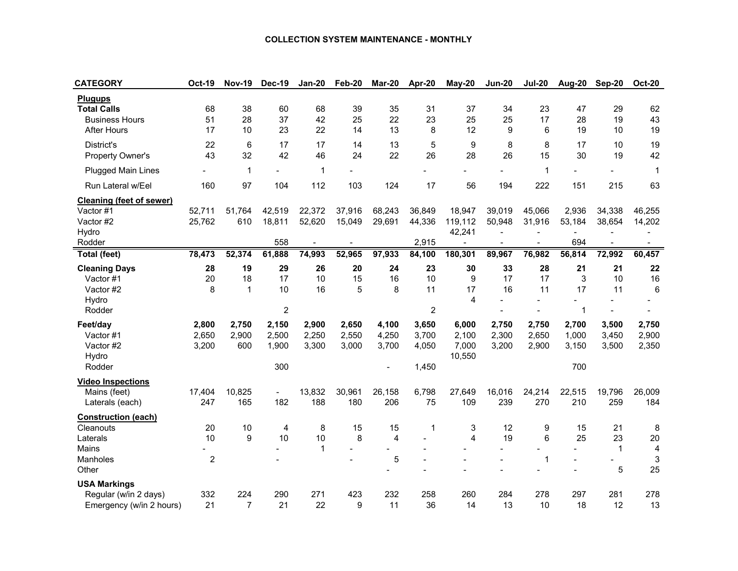# COLLECTION SYSTEM MAINTENANCE - MONTHLY

| CATEGORY | Oct-19 | Nov-19 | Dec-19 | Jan-20 | Feb-20 | Mar-20 | Apr-20 | May-20 | Jun-20 | Jul-20 | Aug-20 | Sep-20 | Oct-20 |
|---|---|---|---|---|---|---|---|---|---|---|---|---|---|
| **Plugups** | | | | | | | | | | | | | |
| **Total Calls** | 68 | 38 | 60 | 68 | 39 | 35 | 31 | 37 | 34 | 23 | 47 | 29 | 62 |
| Business Hours | 51 | 28 | 37 | 42 | 25 | 22 | 23 | 25 | 25 | 17 | 28 | 19 | 43 |
| After Hours | 17 | 10 | 23 | 22 | 14 | 13 | 8 | 12 | 9 | 6 | 19 | 10 | 19 |
| District's | 22 | 6 | 17 | 17 | 14 | 13 | 5 | 9 | 8 | 8 | 17 | 10 | 19 |
| Property Owner's | 43 | 32 | 42 | 46 | 24 | 22 | 26 | 28 | 26 | 15 | 30 | 19 | 42 |
| Plugged Main Lines | - | 1 | - | 1 | - | | - | - | - | 1 | - | - | 1 |
| Run Lateral w/Eel | 160 | 97 | 104 | 112 | 103 | 124 | 17 | 56 | 194 | 222 | 151 | 215 | 63 |
| **Cleaning (feet of sewer)** | | | | | | | | | | | | | |
| Vactor #1 | 52,711 | 51,764 | 42,519 | 22,372 | 37,916 | 68,243 | 36,849 | 18,947 | 39,019 | 45,066 | 2,936 | 34,338 | 46,255 |
| Vactor #2 | 25,762 | 610 | 18,811 | 52,620 | 15,049 | 29,691 | 44,336 | 119,112 | 50,948 | 31,916 | 53,184 | 38,654 | 14,202 |
| Hydro | | | | | | | | 42,241 | - | - | - | - | - |
| Rodder | | | 558 | - | - | | 2,915 | - | - | - | 694 | - | - |
| **Total (feet)** | **78,473** | **52,374** | **61,888** | **74,993** | **52,965** | **97,933** | **84,100** | **180,301** | **89,967** | **76,982** | **56,814** | **72,992** | **60,457** |
| **Cleaning Days** | **28** | **19** | **29** | **26** | **20** | **24** | **23** | **30** | **33** | **28** | **21** | **21** | **22** |
| Vactor #1 | 20 | 18 | 17 | 10 | 15 | 16 | 10 | 9 | 17 | 17 | 3 | 10 | 16 |
| Vactor #2 | 8 | 1 | 10 | 16 | 5 | 8 | 11 | 17 | 16 | 11 | 17 | 11 | 6 |
| Hydro | | | | | | | | 4 | - | - | - | - | - |
| Rodder | | | 2 | | | | 2 | | - | - | 1 | - | - |
| **Feet/day** | **2,800** | **2,750** | **2,150** | **2,900** | **2,650** | **4,100** | **3,650** | **6,000** | **2,750** | **2,750** | **2,700** | **3,500** | **2,750** |
| Vactor #1 | 2,650 | 2,900 | 2,500 | 2,250 | 2,550 | 4,250 | 3,700 | 2,100 | 2,300 | 2,650 | 1,000 | 3,450 | 2,900 |
| Vactor #2 | 3,200 | 600 | 1,900 | 3,300 | 3,000 | 3,700 | 4,050 | 7,000 | 3,200 | 2,900 | 3,150 | 3,500 | 2,350 |
| Hydro | | | | | | | | 10,550 | | | | | |
| Rodder | | | 300 | | | - | 1,450 | | | | 700 | | |
| **Video Inspections** | | | | | | | | | | | | | |
| Mains (feet) | 17,404 | 10,825 | - | 13,832 | 30,961 | 26,158 | 6,798 | 27,649 | 16,016 | 24,214 | 22,515 | 19,796 | 26,009 |
| Laterals (each) | 247 | 165 | 182 | 188 | 180 | 206 | 75 | 109 | 239 | 270 | 210 | 259 | 184 |
| **Construction (each)** | | | | | | | | | | | | | |
| Cleanouts | 20 | 10 | 4 | 8 | 15 | 15 | 1 | 3 | 12 | 9 | 15 | 21 | 8 |
| Laterals | 10 | 9 | 10 | 10 | 8 | 4 | - | 4 | 19 | 6 | 25 | 23 | 20 |
| Mains | - | | - | 1 | - | - | - | - | - | - | - | 1 | 4 |
| Manholes | 2 | | - | | - | 5 | - | - | - | 1 | - | - | 3 |
| Other | | | | | | - | - | - | - | - | - | 5 | 25 |
| **USA Markings** | | | | | | | | | | | | | |
| Regular (w/in 2 days) | 332 | 224 | 290 | 271 | 423 | 232 | 258 | 260 | 284 | 278 | 297 | 281 | 278 |
| Emergency (w/in 2 hours) | 21 | 7 | 21 | 22 | 9 | 11 | 36 | 14 | 13 | 10 | 18 | 12 | 13 |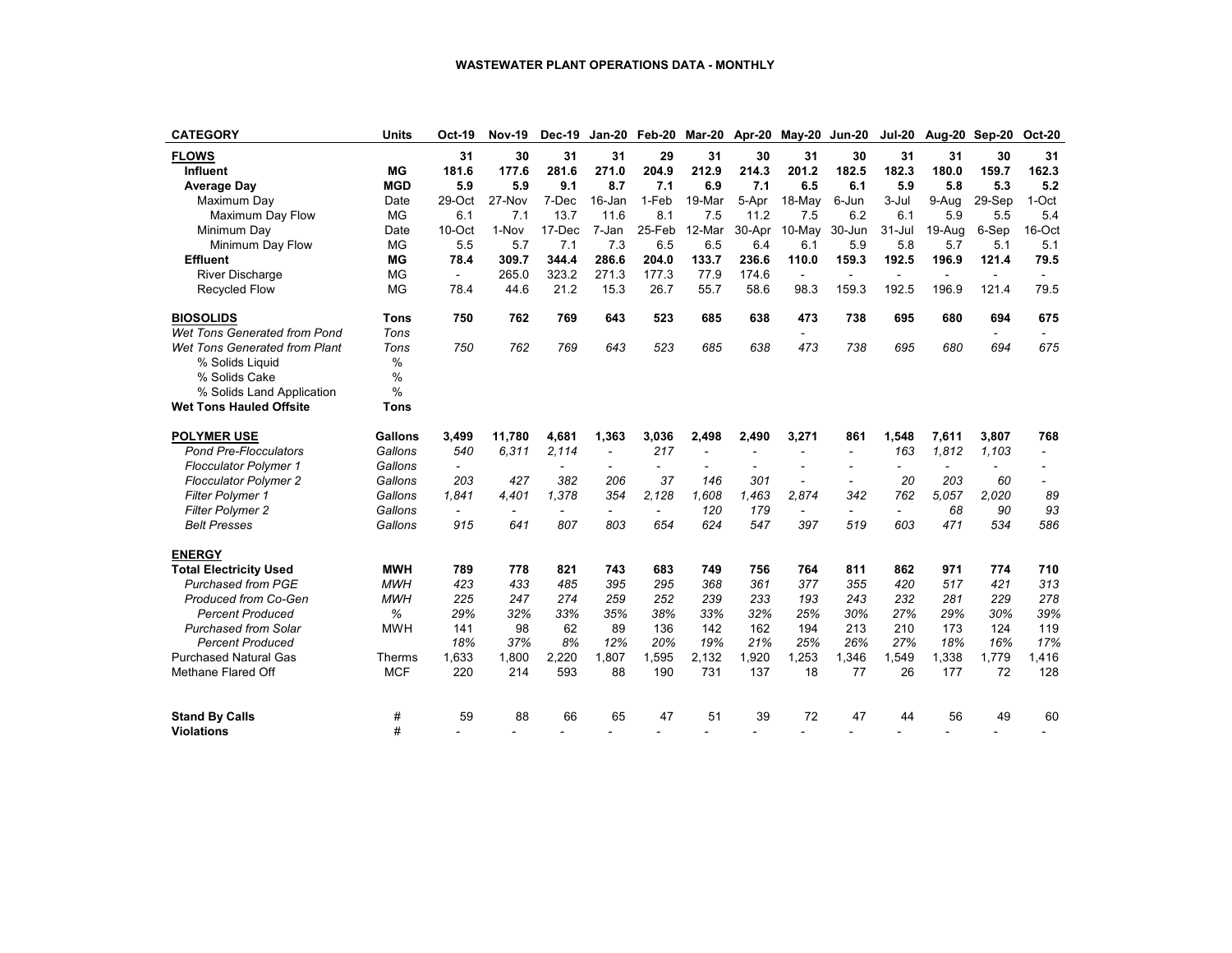**WASTEWATER PLANT OPERATIONS DATA - MONTHLY**

| CATEGORY | Units | Oct-19 | Nov-19 | Dec-19 | Jan-20 | Feb-20 | Mar-20 | Apr-20 | May-20 | Jun-20 | Jul-20 | Aug-20 | Sep-20 | Oct-20 |
|---|---|---|---|---|---|---|---|---|---|---|---|---|---|---|
| **FLOWS** | | **31** | **30** | **31** | **31** | **29** | **31** | **30** | **31** | **30** | **31** | **31** | **30** | **31** |
| **Influent** | **MG** | **181.6** | **177.6** | **281.6** | **271.0** | **204.9** | **212.9** | **214.3** | **201.2** | **182.5** | **182.3** | **180.0** | **159.7** | **162.3** |
| **Average Day** | **MGD** | **5.9** | **5.9** | **9.1** | **8.7** | **7.1** | **6.9** | **7.1** | **6.5** | **6.1** | **5.9** | **5.8** | **5.3** | **5.2** |
| Maximum Day | Date | 29-Oct | 27-Nov | 7-Dec | 16-Jan | 1-Feb | 19-Mar | 5-Apr | 18-May | 6-Jun | 3-Jul | 9-Aug | 29-Sep | 1-Oct |
| Maximum Day Flow | MG | 6.1 | 7.1 | 13.7 | 11.6 | 8.1 | 7.5 | 11.2 | 7.5 | 6.2 | 6.1 | 5.9 | 5.5 | 5.4 |
| Minimum Day | Date | 10-Oct | 1-Nov | 17-Dec | 7-Jan | 25-Feb | 12-Mar | 30-Apr | 10-May | 30-Jun | 31-Jul | 19-Aug | 6-Sep | 16-Oct |
| Minimum Day Flow | MG | 5.5 | 5.7 | 7.1 | 7.3 | 6.5 | 6.5 | 6.4 | 6.1 | 5.9 | 5.8 | 5.7 | 5.1 | 5.1 |
| **Effluent** | **MG** | **78.4** | **309.7** | **344.4** | **286.6** | **204.0** | **133.7** | **236.6** | **110.0** | **159.3** | **192.5** | **196.9** | **121.4** | **79.5** |
| River Discharge | MG | - | 265.0 | 323.2 | 271.3 | 177.3 | 77.9 | 174.6 | - | - | - | - | - | - |
| Recycled Flow | MG | 78.4 | 44.6 | 21.2 | 15.3 | 26.7 | 55.7 | 58.6 | 98.3 | 159.3 | 192.5 | 196.9 | 121.4 | 79.5 |
| **BIOSOLIDS** | **Tons** | **750** | **762** | **769** | **643** | **523** | **685** | **638** | **473** | **738** | **695** | **680** | **694** | **675** |
| *Wet Tons Generated from Pond* | *Tons* | | | | | | | | - | | | | - | - |
| *Wet Tons Generated from Plant* | *Tons* | *750* | *762* | *769* | *643* | *523* | *685* | *638* | *473* | *738* | *695* | *680* | *694* | *675* |
| % Solids Liquid | % | | | | | | | | | | | | | |
| % Solids Cake | % | | | | | | | | | | | | | |
| % Solids Land Application | % | | | | | | | | | | | | | |
| **Wet Tons Hauled Offsite** | **Tons** | | | | | | | | | | | | | |
| **POLYMER USE** | **Gallons** | **3,499** | **11,780** | **4,681** | **1,363** | **3,036** | **2,498** | **2,490** | **3,271** | **861** | **1,548** | **7,611** | **3,807** | **768** |
| *Pond Pre-Flocculators* | *Gallons* | *540* | *6,311* | *2,114* | - | *217* | - | - | - | - | *163* | *1,812* | *1,103* | - |
| *Flocculator Polymer 1* | *Gallons* | - | | - | - | - | - | - | - | - | - | - | - | - |
| *Flocculator Polymer 2* | *Gallons* | *203* | *427* | *382* | *206* | *37* | *146* | *301* | - | - | *20* | *203* | *60* | - |
| *Filter Polymer 1* | *Gallons* | *1,841* | *4,401* | *1,378* | *354* | *2,128* | *1,608* | *1,463* | *2,874* | *342* | *762* | *5,057* | *2,020* | *89* |
| *Filter Polymer 2* | *Gallons* | - | - | - | - | - | *120* | *179* | - | - | - | *68* | *90* | *93* |
| *Belt Presses* | *Gallons* | *915* | *641* | *807* | *803* | *654* | *624* | *547* | *397* | *519* | *603* | *471* | *534* | *586* |
| **ENERGY** | | | | | | | | | | | | | | |
| **Total Electricity Used** | **MWH** | **789** | **778** | **821** | **743** | **683** | **749** | **756** | **764** | **811** | **862** | **971** | **774** | **710** |
| *Purchased from PGE* | *MWH* | *423* | *433* | *485* | *395* | *295* | *368* | *361* | *377* | *355* | *420* | *517* | *421* | *313* |
| *Produced from Co-Gen* | *MWH* | *225* | *247* | *274* | *259* | *252* | *239* | *233* | *193* | *243* | *232* | *281* | *229* | *278* |
| *Percent Produced* | *%* | *29%* | *32%* | *33%* | *35%* | *38%* | *33%* | *32%* | *25%* | *30%* | *27%* | *29%* | *30%* | *39%* |
| *Purchased from Solar* | MWH | 141 | 98 | 62 | 89 | 136 | 142 | 162 | 194 | 213 | 210 | 173 | 124 | 119 |
| *Percent Produced* | | *18%* | *37%* | *8%* | *12%* | *20%* | *19%* | *21%* | *25%* | *26%* | *27%* | *18%* | *16%* | *17%* |
| Purchased Natural Gas | Therms | 1,633 | 1,800 | 2,220 | 1,807 | 1,595 | 2,132 | 1,920 | 1,253 | 1,346 | 1,549 | 1,338 | 1,779 | 1,416 |
| Methane Flared Off | MCF | 220 | 214 | 593 | 88 | 190 | 731 | 137 | 18 | 77 | 26 | 177 | 72 | 128 |
| **Stand By Calls** | # | 59 | 88 | 66 | 65 | 47 | 51 | 39 | 72 | 47 | 44 | 56 | 49 | 60 |
| **Violations** | # | - | - | - | - | - | - | - | - | - | - | - | - | - |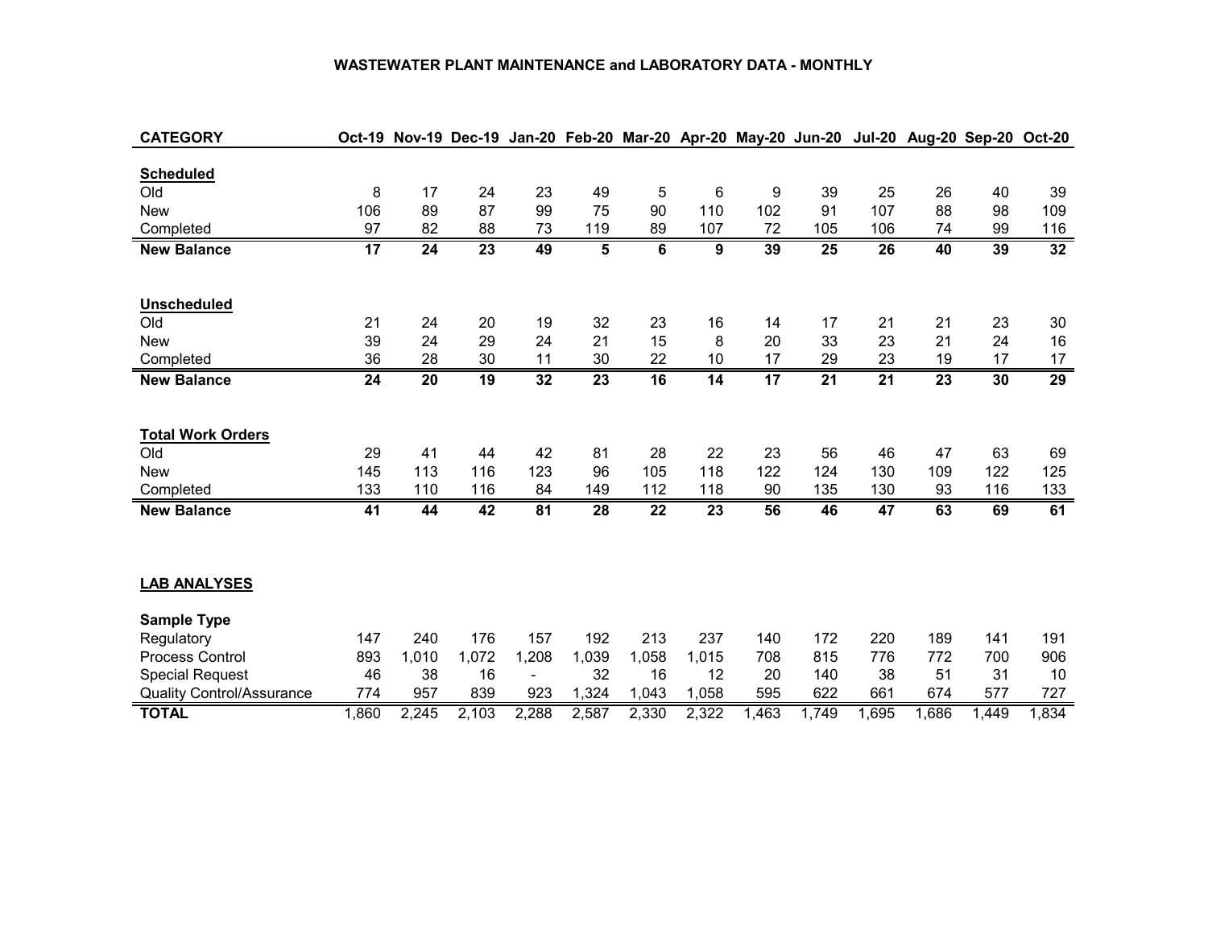# WASTEWATER PLANT MAINTENANCE and LABORATORY DATA - MONTHLY

| CATEGORY | Oct-19 | Nov-19 | Dec-19 | Jan-20 | Feb-20 | Mar-20 | Apr-20 | May-20 | Jun-20 | Jul-20 | Aug-20 | Sep-20 | Oct-20 |
|---|---|---|---|---|---|---|---|---|---|---|---|---|---|
| **Scheduled** | | | | | | | | | | | | | |
| Old | 8 | 17 | 24 | 23 | 49 | 5 | 6 | 9 | 39 | 25 | 26 | 40 | 39 |
| New | 106 | 89 | 87 | 99 | 75 | 90 | 110 | 102 | 91 | 107 | 88 | 98 | 109 |
| Completed | 97 | 82 | 88 | 73 | 119 | 89 | 107 | 72 | 105 | 106 | 74 | 99 | 116 |
| **New Balance** | **17** | **24** | **23** | **49** | **5** | **6** | **9** | **39** | **25** | **26** | **40** | **39** | **32** |
| **Unscheduled** | | | | | | | | | | | | | |
| Old | 21 | 24 | 20 | 19 | 32 | 23 | 16 | 14 | 17 | 21 | 21 | 23 | 30 |
| New | 39 | 24 | 29 | 24 | 21 | 15 | 8 | 20 | 33 | 23 | 21 | 24 | 16 |
| Completed | 36 | 28 | 30 | 11 | 30 | 22 | 10 | 17 | 29 | 23 | 19 | 17 | 17 |
| **New Balance** | **24** | **20** | **19** | **32** | **23** | **16** | **14** | **17** | **21** | **21** | **23** | **30** | **29** |
| **Total Work Orders** | | | | | | | | | | | | | |
| Old | 29 | 41 | 44 | 42 | 81 | 28 | 22 | 23 | 56 | 46 | 47 | 63 | 69 |
| New | 145 | 113 | 116 | 123 | 96 | 105 | 118 | 122 | 124 | 130 | 109 | 122 | 125 |
| Completed | 133 | 110 | 116 | 84 | 149 | 112 | 118 | 90 | 135 | 130 | 93 | 116 | 133 |
| **New Balance** | **41** | **44** | **42** | **81** | **28** | **22** | **23** | **56** | **46** | **47** | **63** | **69** | **61** |

## LAB ANALYSES

| Sample Type | Oct-19 | Nov-19 | Dec-19 | Jan-20 | Feb-20 | Mar-20 | Apr-20 | May-20 | Jun-20 | Jul-20 | Aug-20 | Sep-20 | Oct-20 |
|---|---|---|---|---|---|---|---|---|---|---|---|---|---|
| Regulatory | 147 | 240 | 176 | 157 | 192 | 213 | 237 | 140 | 172 | 220 | 189 | 141 | 191 |
| Process Control | 893 | 1,010 | 1,072 | 1,208 | 1,039 | 1,058 | 1,015 | 708 | 815 | 776 | 772 | 700 | 906 |
| Special Request | 46 | 38 | 16 | - | 32 | 16 | 12 | 20 | 140 | 38 | 51 | 31 | 10 |
| Quality Control/Assurance | 774 | 957 | 839 | 923 | 1,324 | 1,043 | 1,058 | 595 | 622 | 661 | 674 | 577 | 727 |
| **TOTAL** | 1,860 | 2,245 | 2,103 | 2,288 | 2,587 | 2,330 | 2,322 | 1,463 | 1,749 | 1,695 | 1,686 | 1,449 | 1,834 |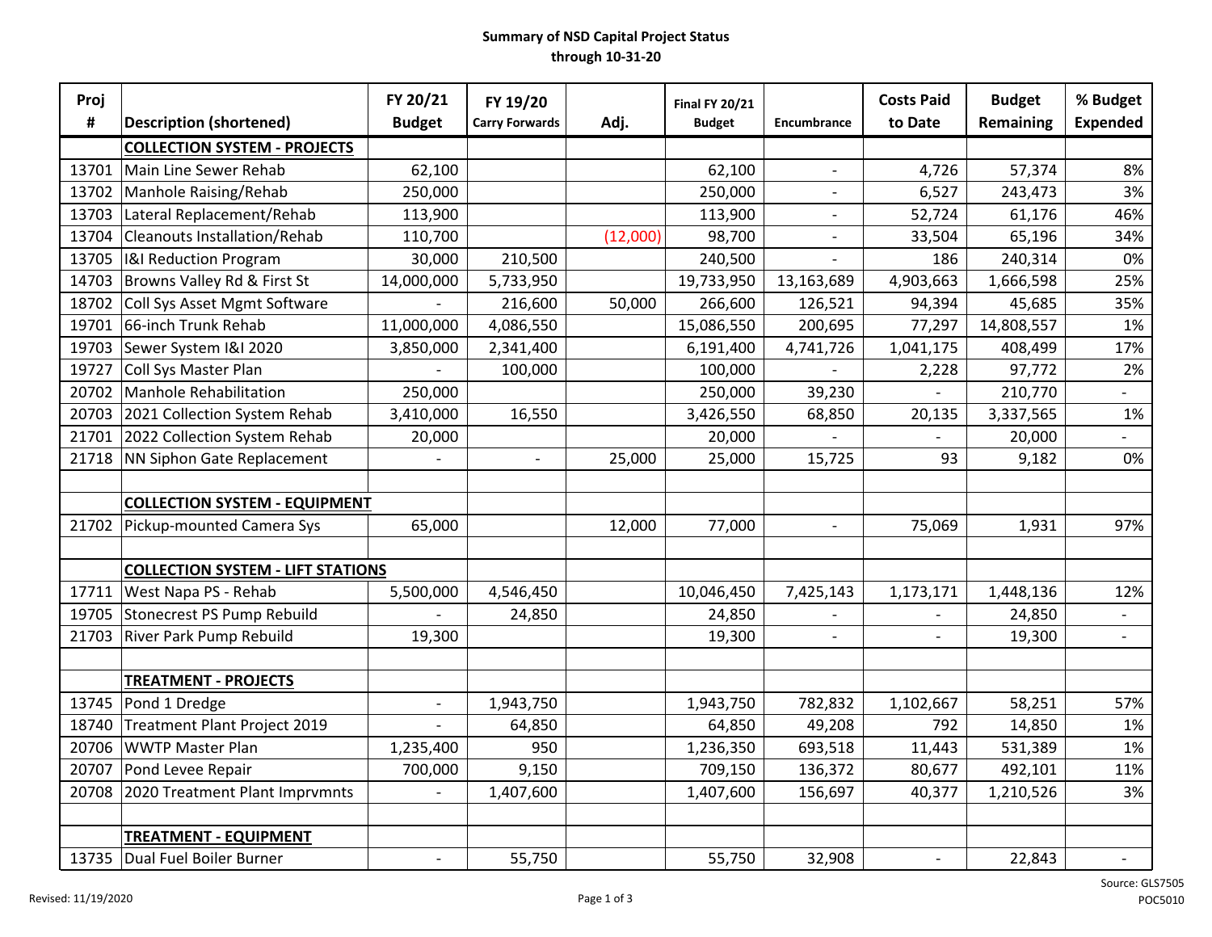**Summary of NSD Capital Project Status**
**through 10-31-20**

| Proj # | Description (shortened) | FY 20/21 Budget | FY 19/20 Carry Forwards | Adj. | Final FY 20/21 Budget | Encumbrance | Costs Paid to Date | Budget Remaining | % Budget Expended |
|---|---|---|---|---|---|---|---|---|---|
| | **COLLECTION SYSTEM - PROJECTS** | | | | | | | | |
| 13701 | Main Line Sewer Rehab | 62,100 | | | 62,100 | - | 4,726 | 57,374 | 8% |
| 13702 | Manhole Raising/Rehab | 250,000 | | | 250,000 | - | 6,527 | 243,473 | 3% |
| 13703 | Lateral Replacement/Rehab | 113,900 | | | 113,900 | - | 52,724 | 61,176 | 46% |
| 13704 | Cleanouts Installation/Rehab | 110,700 | | (12,000) | 98,700 | - | 33,504 | 65,196 | 34% |
| 13705 | I&I Reduction Program | 30,000 | 210,500 | | 240,500 | - | 186 | 240,314 | 0% |
| 14703 | Browns Valley Rd & First St | 14,000,000 | 5,733,950 | | 19,733,950 | 13,163,689 | 4,903,663 | 1,666,598 | 25% |
| 18702 | Coll Sys Asset Mgmt Software | - | 216,600 | 50,000 | 266,600 | 126,521 | 94,394 | 45,685 | 35% |
| 19701 | 66-inch Trunk Rehab | 11,000,000 | 4,086,550 | | 15,086,550 | 200,695 | 77,297 | 14,808,557 | 1% |
| 19703 | Sewer System I&I 2020 | 3,850,000 | 2,341,400 | | 6,191,400 | 4,741,726 | 1,041,175 | 408,499 | 17% |
| 19727 | Coll Sys Master Plan | - | 100,000 | | 100,000 | - | 2,228 | 97,772 | 2% |
| 20702 | Manhole Rehabilitation | 250,000 | | | 250,000 | 39,230 | - | 210,770 | - |
| 20703 | 2021 Collection System Rehab | 3,410,000 | 16,550 | | 3,426,550 | 68,850 | 20,135 | 3,337,565 | 1% |
| 21701 | 2022 Collection System Rehab | 20,000 | | | 20,000 | - | - | 20,000 | - |
| 21718 | NN Siphon Gate Replacement | - | - | 25,000 | 25,000 | 15,725 | 93 | 9,182 | 0% |
| | | | | | | | | | |
| | **COLLECTION SYSTEM - EQUIPMENT** | | | | | | | | |
| 21702 | Pickup-mounted Camera Sys | 65,000 | | 12,000 | 77,000 | - | 75,069 | 1,931 | 97% |
| | | | | | | | | | |
| | **COLLECTION SYSTEM - LIFT STATIONS** | | | | | | | | |
| 17711 | West Napa PS - Rehab | 5,500,000 | 4,546,450 | | 10,046,450 | 7,425,143 | 1,173,171 | 1,448,136 | 12% |
| 19705 | Stonecrest PS Pump Rebuild | - | 24,850 | | 24,850 | - | - | 24,850 | - |
| 21703 | River Park Pump Rebuild | 19,300 | | | 19,300 | - | - | 19,300 | - |
| | | | | | | | | | |
| | **TREATMENT - PROJECTS** | | | | | | | | |
| 13745 | Pond 1 Dredge | - | 1,943,750 | | 1,943,750 | 782,832 | 1,102,667 | 58,251 | 57% |
| 18740 | Treatment Plant Project 2019 | - | 64,850 | | 64,850 | 49,208 | 792 | 14,850 | 1% |
| 20706 | WWTP Master Plan | 1,235,400 | 950 | | 1,236,350 | 693,518 | 11,443 | 531,389 | 1% |
| 20707 | Pond Levee Repair | 700,000 | 9,150 | | 709,150 | 136,372 | 80,677 | 492,101 | 11% |
| 20708 | 2020 Treatment Plant Imprvmnts | - | 1,407,600 | | 1,407,600 | 156,697 | 40,377 | 1,210,526 | 3% |
| | | | | | | | | | |
| | **TREATMENT - EQUIPMENT** | | | | | | | | |
| 13735 | Dual Fuel Boiler Burner | - | 55,750 | | 55,750 | 32,908 | - | 22,843 | - |

Revised: 11/19/2020

Source: GLS7505
POC5010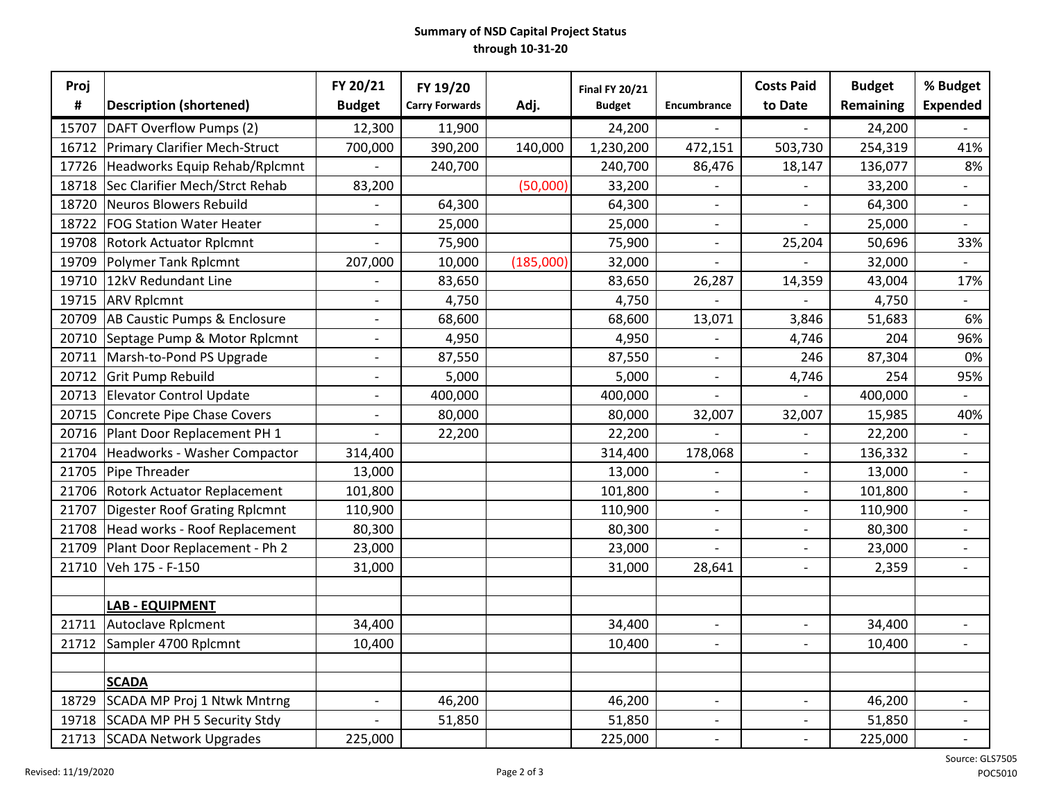**Summary of NSD Capital Project Status**
**through 10-31-20**

| Proj # | Description (shortened) | FY 20/21 Budget | FY 19/20 Carry Forwards | Adj. | Final FY 20/21 Budget | Encumbrance | Costs Paid to Date | Budget Remaining | % Budget Expended |
|---|---|---|---|---|---|---|---|---|---|
| 15707 | DAFT Overflow Pumps (2) | 12,300 | 11,900 | | 24,200 | - | - | 24,200 | - |
| 16712 | Primary Clarifier Mech-Struct | 700,000 | 390,200 | 140,000 | 1,230,200 | 472,151 | 503,730 | 254,319 | 41% |
| 17726 | Headworks Equip Rehab/Rplcmnt | - | 240,700 | | 240,700 | 86,476 | 18,147 | 136,077 | 8% |
| 18718 | Sec Clarifier Mech/Strct Rehab | 83,200 | | (50,000) | 33,200 | - | - | 33,200 | - |
| 18720 | Neuros Blowers Rebuild | - | 64,300 | | 64,300 | - | - | 64,300 | - |
| 18722 | FOG Station Water Heater | - | 25,000 | | 25,000 | - | - | 25,000 | - |
| 19708 | Rotork Actuator Rplcmnt | - | 75,900 | | 75,900 | - | 25,204 | 50,696 | 33% |
| 19709 | Polymer Tank Rplcmnt | 207,000 | 10,000 | (185,000) | 32,000 | - | - | 32,000 | - |
| 19710 | 12kV Redundant Line | - | 83,650 | | 83,650 | 26,287 | 14,359 | 43,004 | 17% |
| 19715 | ARV Rplcmnt | - | 4,750 | | 4,750 | - | - | 4,750 | - |
| 20709 | AB Caustic Pumps & Enclosure | - | 68,600 | | 68,600 | 13,071 | 3,846 | 51,683 | 6% |
| 20710 | Septage Pump & Motor Rplcmnt | - | 4,950 | | 4,950 | - | 4,746 | 204 | 96% |
| 20711 | Marsh-to-Pond PS Upgrade | - | 87,550 | | 87,550 | - | 246 | 87,304 | 0% |
| 20712 | Grit Pump Rebuild | - | 5,000 | | 5,000 | - | 4,746 | 254 | 95% |
| 20713 | Elevator Control Update | - | 400,000 | | 400,000 | - | - | 400,000 | - |
| 20715 | Concrete Pipe Chase Covers | - | 80,000 | | 80,000 | 32,007 | 32,007 | 15,985 | 40% |
| 20716 | Plant Door Replacement PH 1 | - | 22,200 | | 22,200 | - | - | 22,200 | - |
| 21704 | Headworks - Washer Compactor | 314,400 | | | 314,400 | 178,068 | - | 136,332 | - |
| 21705 | Pipe Threader | 13,000 | | | 13,000 | - | - | 13,000 | - |
| 21706 | Rotork Actuator Replacement | 101,800 | | | 101,800 | - | - | 101,800 | - |
| 21707 | Digester Roof Grating Rplcmnt | 110,900 | | | 110,900 | - | - | 110,900 | - |
| 21708 | Head works - Roof Replacement | 80,300 | | | 80,300 | - | - | 80,300 | - |
| 21709 | Plant Door Replacement - Ph 2 | 23,000 | | | 23,000 | - | - | 23,000 | - |
| 21710 | Veh 175 - F-150 | 31,000 | | | 31,000 | 28,641 | - | 2,359 | - |
| | | | | | | | | | |
| | **LAB - EQUIPMENT** | | | | | | | | |
| 21711 | Autoclave Rplcment | 34,400 | | | 34,400 | - | - | 34,400 | - |
| 21712 | Sampler 4700 Rplcmnt | 10,400 | | | 10,400 | - | - | 10,400 | - |
| | | | | | | | | | |
| | **SCADA** | | | | | | | | |
| 18729 | SCADA MP Proj 1 Ntwk Mntrng | - | 46,200 | | 46,200 | - | - | 46,200 | - |
| 19718 | SCADA MP PH 5 Security Stdy | - | 51,850 | | 51,850 | - | - | 51,850 | - |
| 21713 | SCADA Network Upgrades | 225,000 | | | 225,000 | - | - | 225,000 | - |

Revised: 11/19/2020

Source: GLS7505
POC5010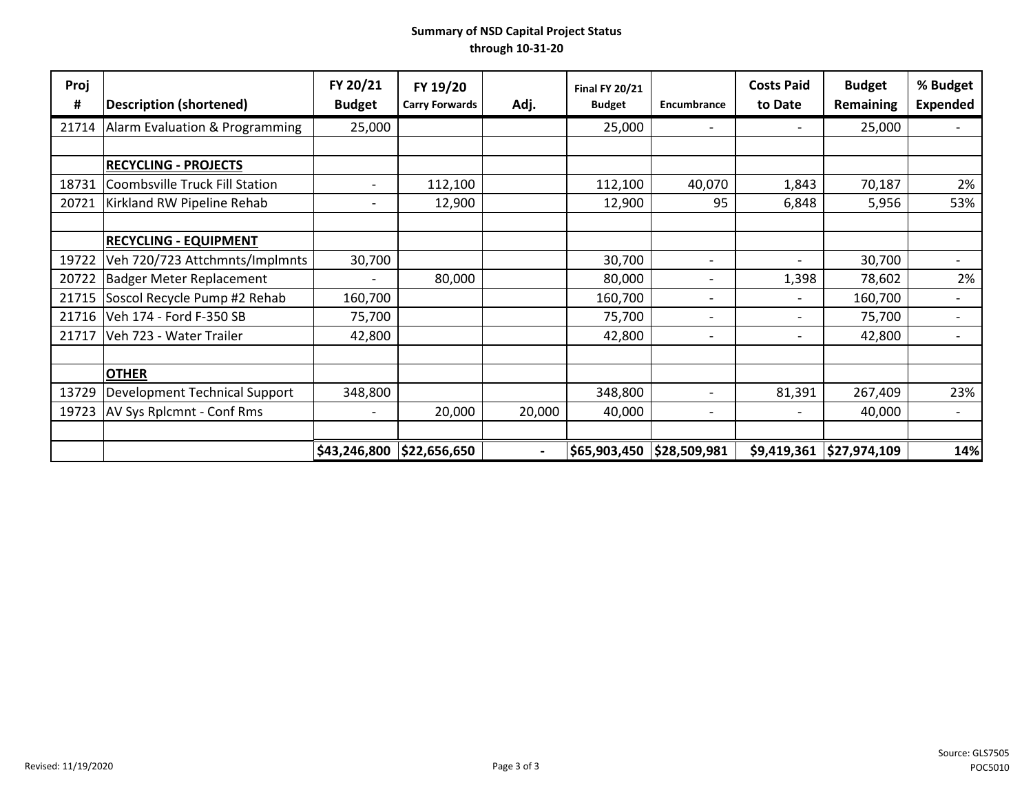**Summary of NSD Capital Project Status**
**through 10-31-20**

| Proj # | Description (shortened) | FY 20/21 Budget | FY 19/20 Carry Forwards | Adj. | Final FY 20/21 Budget | Encumbrance | Costs Paid to Date | Budget Remaining | % Budget Expended |
|---|---|---|---|---|---|---|---|---|---|
| 21714 | Alarm Evaluation & Programming | 25,000 | | | 25,000 | - | - | 25,000 | - |
| | | | | | | | | | |
| | **RECYCLING - PROJECTS** | | | | | | | | |
| 18731 | Coombsville Truck Fill Station | - | 112,100 | | 112,100 | 40,070 | 1,843 | 70,187 | 2% |
| 20721 | Kirkland RW Pipeline Rehab | - | 12,900 | | 12,900 | 95 | 6,848 | 5,956 | 53% |
| | | | | | | | | | |
| | **RECYCLING - EQUIPMENT** | | | | | | | | |
| 19722 | Veh 720/723 Attchmnts/Implmnts | 30,700 | | | 30,700 | - | - | 30,700 | - |
| 20722 | Badger Meter Replacement | - | 80,000 | | 80,000 | - | 1,398 | 78,602 | 2% |
| 21715 | Soscol Recycle Pump #2 Rehab | 160,700 | | | 160,700 | - | - | 160,700 | - |
| 21716 | Veh 174 - Ford F-350 SB | 75,700 | | | 75,700 | - | - | 75,700 | - |
| 21717 | Veh 723 - Water Trailer | 42,800 | | | 42,800 | - | - | 42,800 | - |
| | | | | | | | | | |
| | **OTHER** | | | | | | | | |
| 13729 | Development Technical Support | 348,800 | | | 348,800 | - | 81,391 | 267,409 | 23% |
| 19723 | AV Sys Rplcmnt - Conf Rms | - | 20,000 | 20,000 | 40,000 | - | - | 40,000 | - |
| | | | | | | | | | |
| | | $43,246,800 | $22,656,650 | - | $65,903,450 | $28,509,981 | $9,419,361 | $27,974,109 | 14% |

Revised: 11/19/2020

Source: GLS7505
POC5010